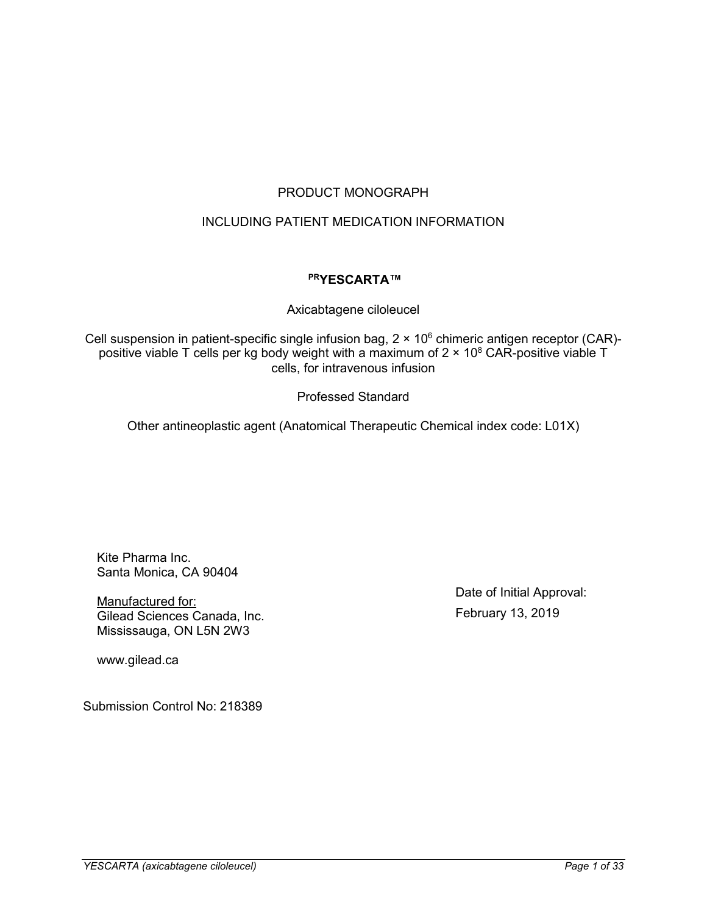PRODUCT MONOGRAPH

INCLUDING PATIENT MEDICATION INFORMATION

**[PR]YESCARTA™**

Axicabtagene ciloleucel

Cell suspension in patient-specific single infusion bag, $2 \times 10^6$ chimeric antigen receptor (CAR)-positive viable T cells per kg body weight with a maximum of $2 \times 10^8$ CAR-positive viable T cells, for intravenous infusion

Professed Standard

Other antineoplastic agent (Anatomical Therapeutic Chemical index code: L01X)

Kite Pharma Inc.
Santa Monica, CA 90404

Manufactured for:
Gilead Sciences Canada, Inc.
Mississauga, ON L5N 2W3

www.gilead.ca

Date of Initial Approval:
February 13, 2019

Submission Control No: 218389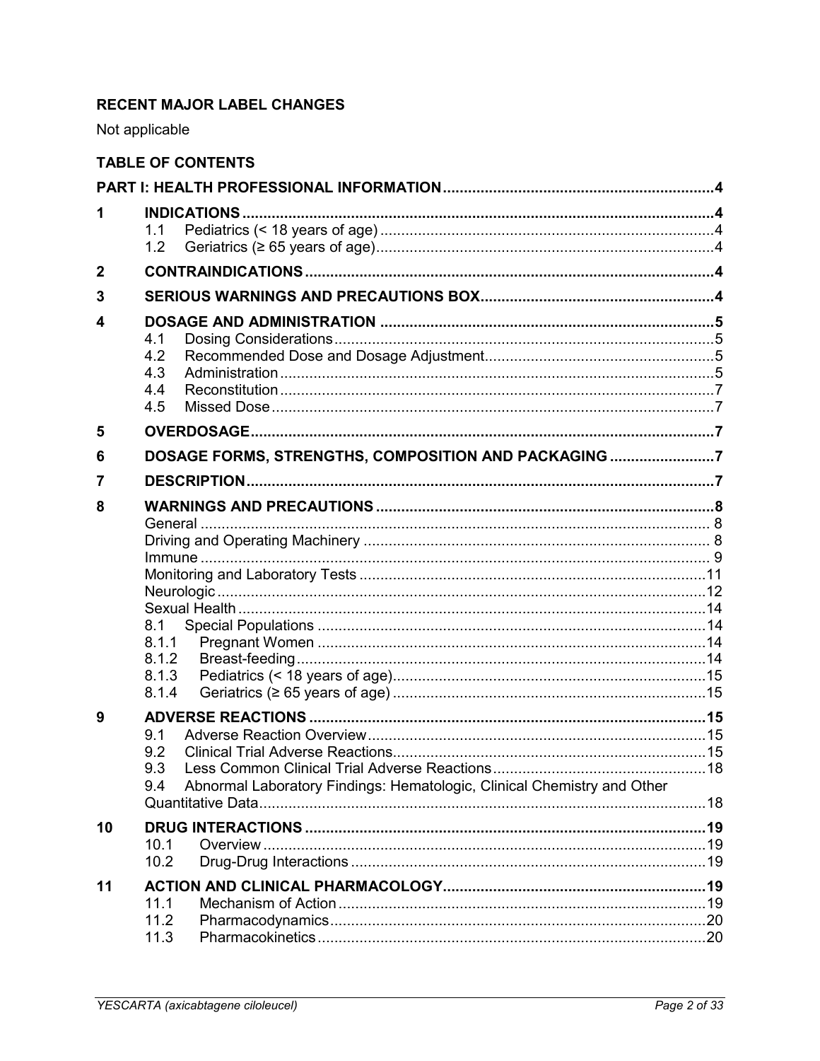## RECENT MAJOR LABEL CHANGES

Not applicable

## TABLE OF CONTENTS

**PART I: HEALTH PROFESSIONAL INFORMATION....................................................................4**

**1 INDICATIONS.....................................................................................................4**
- 1.1 Pediatrics (< 18 years of age).....................................................................4
- 1.2 Geriatrics (≥ 65 years of age).....................................................................4

**2 CONTRAINDICATIONS.........................................................................................4**

**3 SERIOUS WARNINGS AND PRECAUTIONS BOX...............................................4**

**4 DOSAGE AND ADMINISTRATION.......................................................................5**
- 4.1 Dosing Considerations...............................................................................5
- 4.2 Recommended Dose and Dosage Adjustment..........................................5
- 4.3 Administration.............................................................................................5
- 4.4 Reconstitution.............................................................................................7
- 4.5 Missed Dose...............................................................................................7

**5 OVERDOSAGE......................................................................................................7**

**6 DOSAGE FORMS, STRENGTHS, COMPOSITION AND PACKAGING...................7**

**7 DESCRIPTION.......................................................................................................7**

**8 WARNINGS AND PRECAUTIONS........................................................................8**
- General.......................................................................................................8
- Driving and Operating Machinery...............................................................8
- Immune.......................................................................................................9
- Monitoring and Laboratory Tests...............................................................11
- Neurologic..................................................................................................12
- Sexual Health.............................................................................................14
- 8.1 Special Populations....................................................................................14
- 8.1.1 Pregnant Women....................................................................................14
- 8.1.2 Breast-feeding.........................................................................................14
- 8.1.3 Pediatrics (< 18 years of age)..................................................................15
- 8.1.4 Geriatrics (≥ 65 years of age)..................................................................15

**9 ADVERSE REACTIONS.......................................................................................15**
- 9.1 Adverse Reaction Overview.......................................................................15
- 9.2 Clinical Trial Adverse Reactions................................................................15
- 9.3 Less Common Clinical Trial Adverse Reactions.........................................18
- 9.4 Abnormal Laboratory Findings: Hematologic, Clinical Chemistry and Other Quantitative Data...............................................................................................18

**10 DRUG INTERACTIONS.......................................................................................19**
- 10.1 Overview..................................................................................................19
- 10.2 Drug-Drug Interactions............................................................................19

**11 ACTION AND CLINICAL PHARMACOLOGY.......................................................19**
- 11.1 Mechanism of Action...............................................................................19
- 11.2 Pharmacodynamics..................................................................................20
- 11.3 Pharmacokinetics.....................................................................................20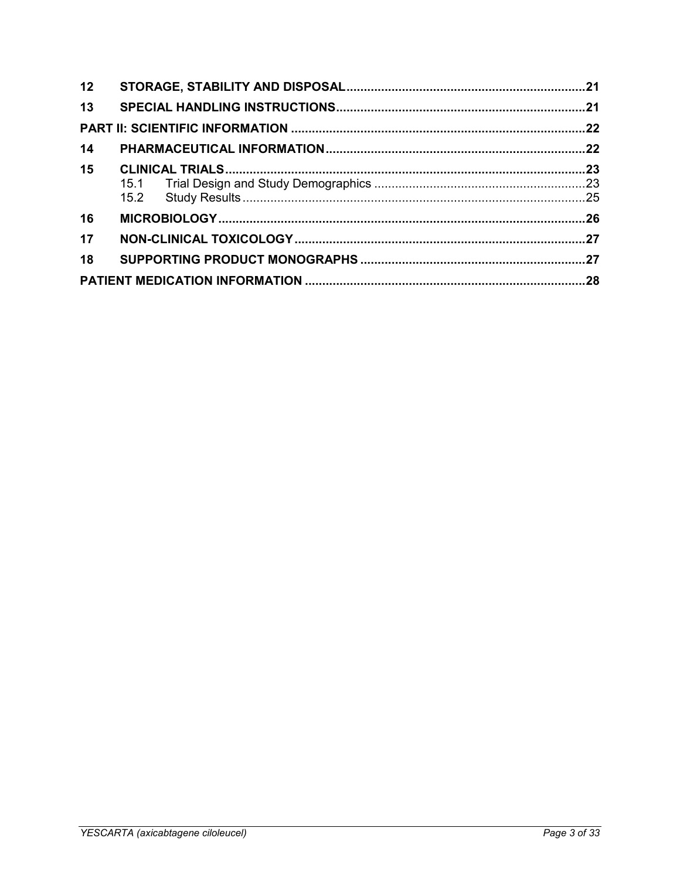| | | |
|---|---|---|
| **12** | **STORAGE, STABILITY AND DISPOSAL** | **21** |
| **13** | **SPECIAL HANDLING INSTRUCTIONS** | **21** |
| **PART II: SCIENTIFIC INFORMATION** | | **22** |
| **14** | **PHARMACEUTICAL INFORMATION** | **22** |
| **15** | **CLINICAL TRIALS** | **23** |
| | 15.1 Trial Design and Study Demographics | 23 |
| | 15.2 Study Results | 25 |
| **16** | **MICROBIOLOGY** | **26** |
| **17** | **NON-CLINICAL TOXICOLOGY** | **27** |
| **18** | **SUPPORTING PRODUCT MONOGRAPHS** | **27** |
| **PATIENT MEDICATION INFORMATION** | | **28** |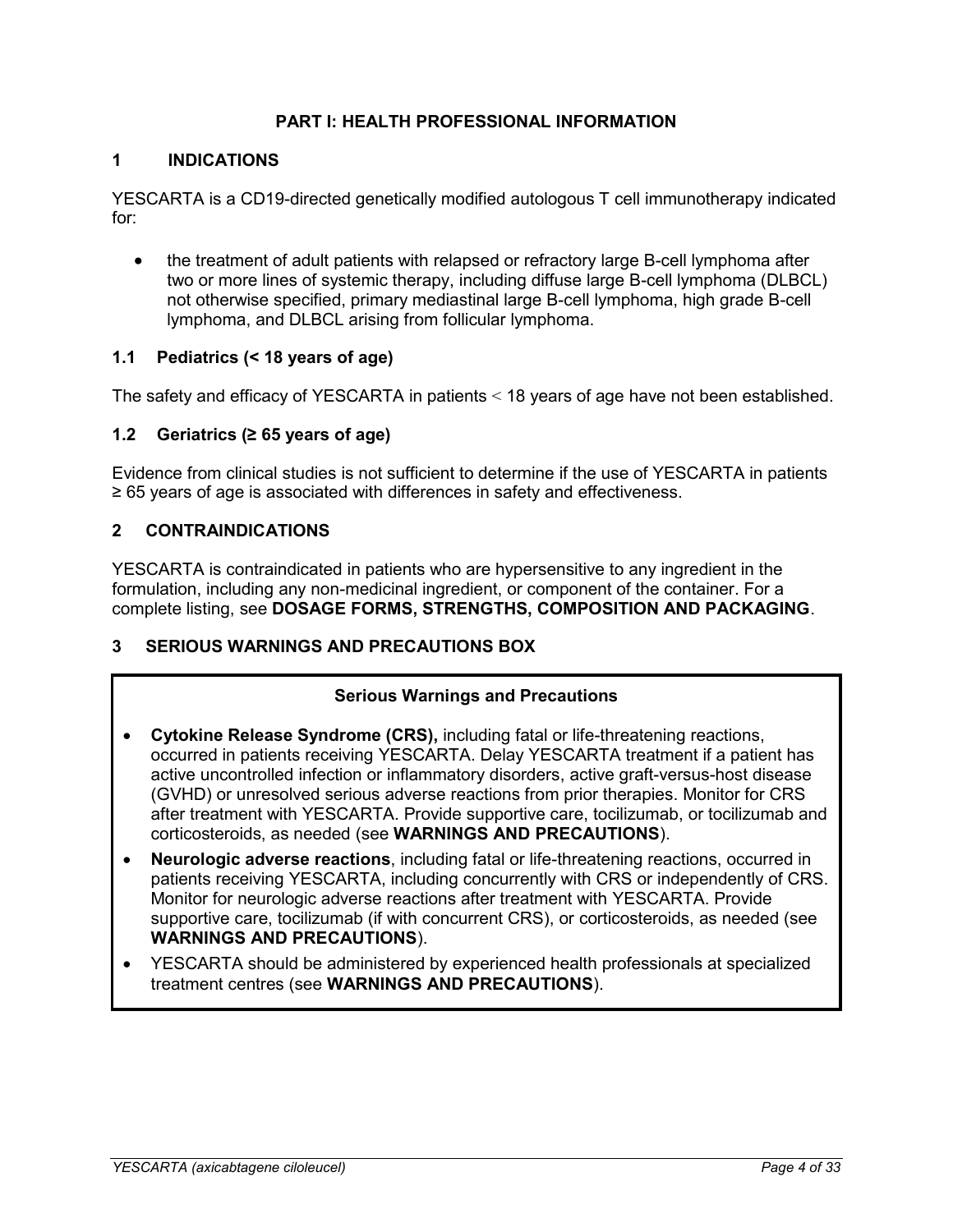# PART I: HEALTH PROFESSIONAL INFORMATION

## 1 INDICATIONS

YESCARTA is a CD19-directed genetically modified autologous T cell immunotherapy indicated for:

- the treatment of adult patients with relapsed or refractory large B-cell lymphoma after two or more lines of systemic therapy, including diffuse large B-cell lymphoma (DLBCL) not otherwise specified, primary mediastinal large B-cell lymphoma, high grade B-cell lymphoma, and DLBCL arising from follicular lymphoma.

### 1.1 Pediatrics (< 18 years of age)

The safety and efficacy of YESCARTA in patients < 18 years of age have not been established.

### 1.2 Geriatrics (≥ 65 years of age)

Evidence from clinical studies is not sufficient to determine if the use of YESCARTA in patients ≥ 65 years of age is associated with differences in safety and effectiveness.

## 2 CONTRAINDICATIONS

YESCARTA is contraindicated in patients who are hypersensitive to any ingredient in the formulation, including any non-medicinal ingredient, or component of the container. For a complete listing, see **DOSAGE FORMS, STRENGTHS, COMPOSITION AND PACKAGING**.

## 3 SERIOUS WARNINGS AND PRECAUTIONS BOX

**Serious Warnings and Precautions**

- **Cytokine Release Syndrome (CRS),** including fatal or life-threatening reactions, occurred in patients receiving YESCARTA. Delay YESCARTA treatment if a patient has active uncontrolled infection or inflammatory disorders, active graft-versus-host disease (GVHD) or unresolved serious adverse reactions from prior therapies. Monitor for CRS after treatment with YESCARTA. Provide supportive care, tocilizumab, or tocilizumab and corticosteroids, as needed (see **WARNINGS AND PRECAUTIONS**).
- **Neurologic adverse reactions**, including fatal or life-threatening reactions, occurred in patients receiving YESCARTA, including concurrently with CRS or independently of CRS. Monitor for neurologic adverse reactions after treatment with YESCARTA. Provide supportive care, tocilizumab (if with concurrent CRS), or corticosteroids, as needed (see **WARNINGS AND PRECAUTIONS**).
- YESCARTA should be administered by experienced health professionals at specialized treatment centres (see **WARNINGS AND PRECAUTIONS**).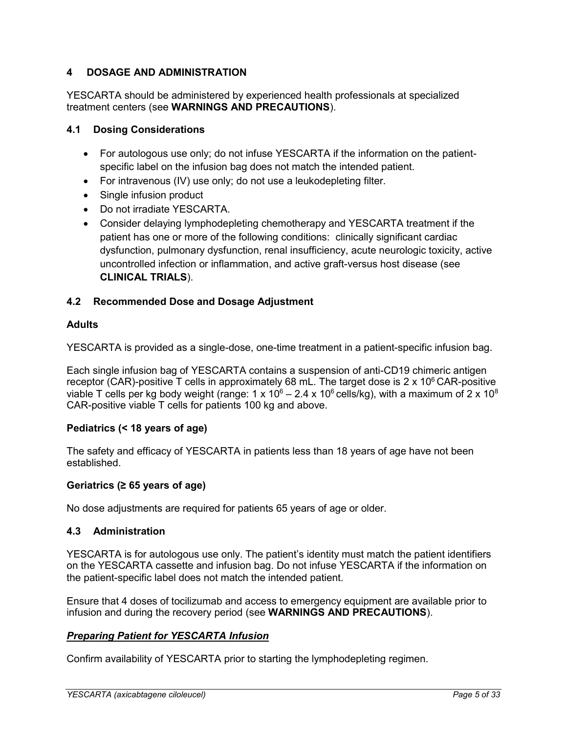# 4 DOSAGE AND ADMINISTRATION

YESCARTA should be administered by experienced health professionals at specialized treatment centers (see **WARNINGS AND PRECAUTIONS**).

## 4.1 Dosing Considerations

- For autologous use only; do not infuse YESCARTA if the information on the patient-specific label on the infusion bag does not match the intended patient.
- For intravenous (IV) use only; do not use a leukodepleting filter.
- Single infusion product
- Do not irradiate YESCARTA.
- Consider delaying lymphodepleting chemotherapy and YESCARTA treatment if the patient has one or more of the following conditions: clinically significant cardiac dysfunction, pulmonary dysfunction, renal insufficiency, acute neurologic toxicity, active uncontrolled infection or inflammation, and active graft-versus host disease (see **CLINICAL TRIALS**).

## 4.2 Recommended Dose and Dosage Adjustment

**Adults**

YESCARTA is provided as a single-dose, one-time treatment in a patient-specific infusion bag.

Each single infusion bag of YESCARTA contains a suspension of anti-CD19 chimeric antigen receptor (CAR)-positive T cells in approximately 68 mL. The target dose is $2 \times 10^6$ CAR-positive viable T cells per kg body weight (range: $1 \times 10^6 – 2.4 \times 10^6$ cells/kg), with a maximum of $2 \times 10^8$ CAR-positive viable T cells for patients 100 kg and above.

**Pediatrics (< 18 years of age)**

The safety and efficacy of YESCARTA in patients less than 18 years of age have not been established.

**Geriatrics (≥ 65 years of age)**

No dose adjustments are required for patients 65 years of age or older.

## 4.3 Administration

YESCARTA is for autologous use only. The patient's identity must match the patient identifiers on the YESCARTA cassette and infusion bag. Do not infuse YESCARTA if the information on the patient-specific label does not match the intended patient.

Ensure that 4 doses of tocilizumab and access to emergency equipment are available prior to infusion and during the recovery period (see **WARNINGS AND PRECAUTIONS**).

***Preparing Patient for YESCARTA Infusion***

Confirm availability of YESCARTA prior to starting the lymphodepleting regimen.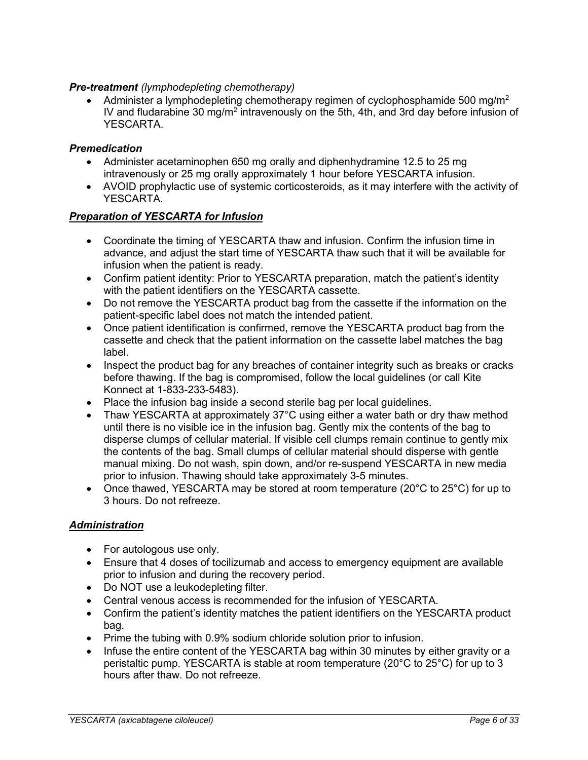***Pre-treatment** (lymphodepleting chemotherapy)*

- Administer a lymphodepleting chemotherapy regimen of cyclophosphamide 500 mg/$m^2$ IV and fludarabine 30 mg/$m^2$ intravenously on the 5th, 4th, and 3rd day before infusion of YESCARTA.

***Premedication***

- Administer acetaminophen 650 mg orally and diphenhydramine 12.5 to 25 mg intravenously or 25 mg orally approximately 1 hour before YESCARTA infusion.
- AVOID prophylactic use of systemic corticosteroids, as it may interfere with the activity of YESCARTA.

***<u>Preparation of YESCARTA for Infusion</u>***

- Coordinate the timing of YESCARTA thaw and infusion. Confirm the infusion time in advance, and adjust the start time of YESCARTA thaw such that it will be available for infusion when the patient is ready.
- Confirm patient identity: Prior to YESCARTA preparation, match the patient's identity with the patient identifiers on the YESCARTA cassette.
- Do not remove the YESCARTA product bag from the cassette if the information on the patient-specific label does not match the intended patient.
- Once patient identification is confirmed, remove the YESCARTA product bag from the cassette and check that the patient information on the cassette label matches the bag label.
- Inspect the product bag for any breaches of container integrity such as breaks or cracks before thawing. If the bag is compromised, follow the local guidelines (or call Kite Konnect at 1-833-233-5483).
- Place the infusion bag inside a second sterile bag per local guidelines.
- Thaw YESCARTA at approximately 37°C using either a water bath or dry thaw method until there is no visible ice in the infusion bag. Gently mix the contents of the bag to disperse clumps of cellular material. If visible cell clumps remain continue to gently mix the contents of the bag. Small clumps of cellular material should disperse with gentle manual mixing. Do not wash, spin down, and/or re-suspend YESCARTA in new media prior to infusion. Thawing should take approximately 3-5 minutes.
- Once thawed, YESCARTA may be stored at room temperature (20°C to 25°C) for up to 3 hours. Do not refreeze.

***<u>Administration</u>***

- For autologous use only.
- Ensure that 4 doses of tocilizumab and access to emergency equipment are available prior to infusion and during the recovery period.
- Do NOT use a leukodepleting filter.
- Central venous access is recommended for the infusion of YESCARTA.
- Confirm the patient's identity matches the patient identifiers on the YESCARTA product bag.
- Prime the tubing with 0.9% sodium chloride solution prior to infusion.
- Infuse the entire content of the YESCARTA bag within 30 minutes by either gravity or a peristaltic pump. YESCARTA is stable at room temperature (20°C to 25°C) for up to 3 hours after thaw. Do not refreeze.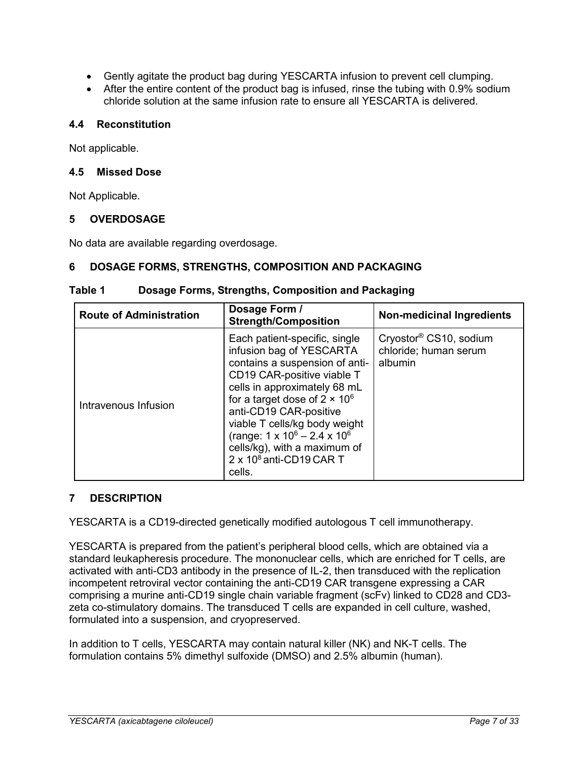- Gently agitate the product bag during YESCARTA infusion to prevent cell clumping.
- After the entire content of the product bag is infused, rinse the tubing with 0.9% sodium chloride solution at the same infusion rate to ensure all YESCARTA is delivered.

### 4.4 Reconstitution

Not applicable.

### 4.5 Missed Dose

Not Applicable.

## 5 OVERDOSAGE

No data are available regarding overdosage.

## 6 DOSAGE FORMS, STRENGTHS, COMPOSITION AND PACKAGING

**Table 1 Dosage Forms, Strengths, Composition and Packaging**

| Route of Administration | Dosage Form / Strength/Composition | Non-medicinal Ingredients |
|---|---|---|
| Intravenous Infusion | Each patient-specific, single infusion bag of YESCARTA contains a suspension of anti-CD19 CAR-positive viable T cells in approximately 68 mL for a target dose of $2 \times 10^6$ anti-CD19 CAR-positive viable T cells/kg body weight (range: $1 \times 10^6 – 2.4 \times 10^6$ cells/kg), with a maximum of $2 \times 10^8$ anti-CD19 CAR T cells. | Cryostor® CS10, sodium chloride; human serum albumin |

## 7 DESCRIPTION

YESCARTA is a CD19-directed genetically modified autologous T cell immunotherapy.

YESCARTA is prepared from the patient's peripheral blood cells, which are obtained via a standard leukapheresis procedure. The mononuclear cells, which are enriched for T cells, are activated with anti-CD3 antibody in the presence of IL-2, then transduced with the replication incompetent retroviral vector containing the anti-CD19 CAR transgene expressing a CAR comprising a murine anti-CD19 single chain variable fragment (scFv) linked to CD28 and CD3-zeta co-stimulatory domains. The transduced T cells are expanded in cell culture, washed, formulated into a suspension, and cryopreserved.

In addition to T cells, YESCARTA may contain natural killer (NK) and NK-T cells. The formulation contains 5% dimethyl sulfoxide (DMSO) and 2.5% albumin (human).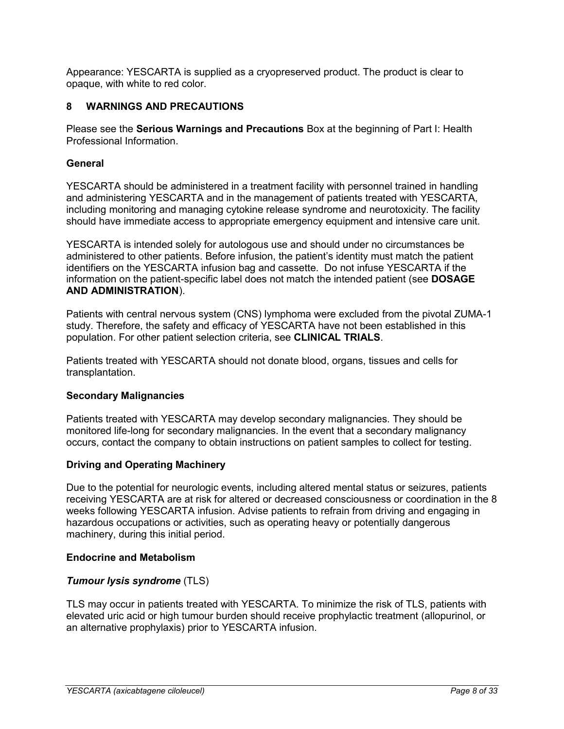Appearance: YESCARTA is supplied as a cryopreserved product. The product is clear to opaque, with white to red color.

## 8 WARNINGS AND PRECAUTIONS

Please see the **Serious Warnings and Precautions** Box at the beginning of Part I: Health Professional Information.

### General

YESCARTA should be administered in a treatment facility with personnel trained in handling and administering YESCARTA and in the management of patients treated with YESCARTA, including monitoring and managing cytokine release syndrome and neurotoxicity. The facility should have immediate access to appropriate emergency equipment and intensive care unit.

YESCARTA is intended solely for autologous use and should under no circumstances be administered to other patients. Before infusion, the patient's identity must match the patient identifiers on the YESCARTA infusion bag and cassette. Do not infuse YESCARTA if the information on the patient-specific label does not match the intended patient (see **DOSAGE AND ADMINISTRATION**).

Patients with central nervous system (CNS) lymphoma were excluded from the pivotal ZUMA-1 study. Therefore, the safety and efficacy of YESCARTA have not been established in this population. For other patient selection criteria, see **CLINICAL TRIALS**.

Patients treated with YESCARTA should not donate blood, organs, tissues and cells for transplantation.

### Secondary Malignancies

Patients treated with YESCARTA may develop secondary malignancies. They should be monitored life-long for secondary malignancies. In the event that a secondary malignancy occurs, contact the company to obtain instructions on patient samples to collect for testing.

### Driving and Operating Machinery

Due to the potential for neurologic events, including altered mental status or seizures, patients receiving YESCARTA are at risk for altered or decreased consciousness or coordination in the 8 weeks following YESCARTA infusion. Advise patients to refrain from driving and engaging in hazardous occupations or activities, such as operating heavy or potentially dangerous machinery, during this initial period.

### Endocrine and Metabolism

#### *Tumour lysis syndrome* (TLS)

TLS may occur in patients treated with YESCARTA. To minimize the risk of TLS, patients with elevated uric acid or high tumour burden should receive prophylactic treatment (allopurinol, or an alternative prophylaxis) prior to YESCARTA infusion.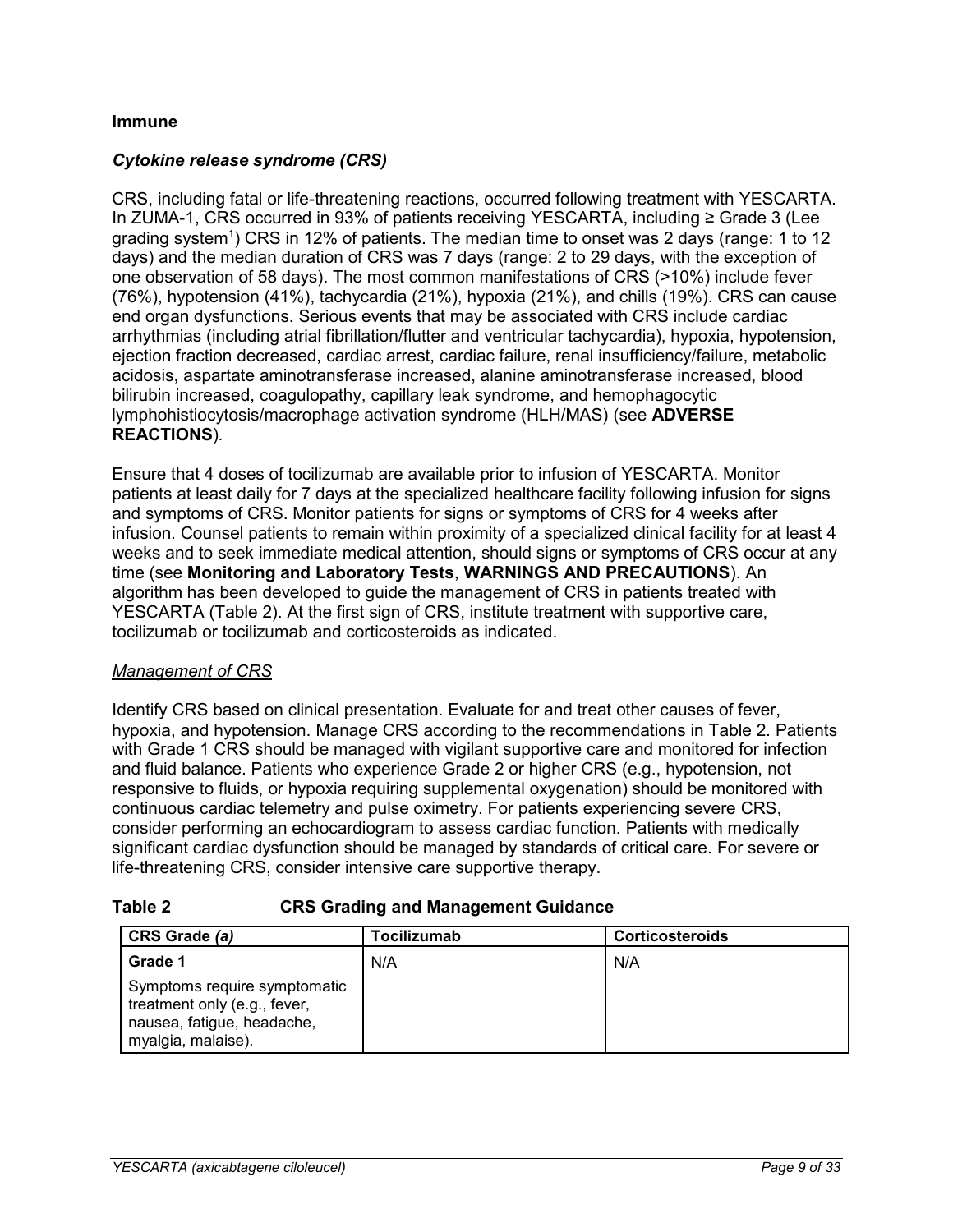**Immune**

***Cytokine release syndrome (CRS)***

CRS, including fatal or life-threatening reactions, occurred following treatment with YESCARTA. In ZUMA-1, CRS occurred in 93% of patients receiving YESCARTA, including ≥ Grade 3 (Lee grading system[1]) CRS in 12% of patients. The median time to onset was 2 days (range: 1 to 12 days) and the median duration of CRS was 7 days (range: 2 to 29 days, with the exception of one observation of 58 days). The most common manifestations of CRS (>10%) include fever (76%), hypotension (41%), tachycardia (21%), hypoxia (21%), and chills (19%). CRS can cause end organ dysfunctions. Serious events that may be associated with CRS include cardiac arrhythmias (including atrial fibrillation/flutter and ventricular tachycardia), hypoxia, hypotension, ejection fraction decreased, cardiac arrest, cardiac failure, renal insufficiency/failure, metabolic acidosis, aspartate aminotransferase increased, alanine aminotransferase increased, blood bilirubin increased, coagulopathy, capillary leak syndrome, and hemophagocytic lymphohistiocytosis/macrophage activation syndrome (HLH/MAS) (see **ADVERSE REACTIONS**).

Ensure that 4 doses of tocilizumab are available prior to infusion of YESCARTA. Monitor patients at least daily for 7 days at the specialized healthcare facility following infusion for signs and symptoms of CRS. Monitor patients for signs or symptoms of CRS for 4 weeks after infusion. Counsel patients to remain within proximity of a specialized clinical facility for at least 4 weeks and to seek immediate medical attention, should signs or symptoms of CRS occur at any time (see **Monitoring and Laboratory Tests**, **WARNINGS AND PRECAUTIONS**). An algorithm has been developed to guide the management of CRS in patients treated with YESCARTA (Table 2). At the first sign of CRS, institute treatment with supportive care, tocilizumab or tocilizumab and corticosteroids as indicated.

<u>Management of CRS</u>

Identify CRS based on clinical presentation. Evaluate for and treat other causes of fever, hypoxia, and hypotension. Manage CRS according to the recommendations in Table 2. Patients with Grade 1 CRS should be managed with vigilant supportive care and monitored for infection and fluid balance. Patients who experience Grade 2 or higher CRS (e.g., hypotension, not responsive to fluids, or hypoxia requiring supplemental oxygenation) should be monitored with continuous cardiac telemetry and pulse oximetry. For patients experiencing severe CRS, consider performing an echocardiogram to assess cardiac function. Patients with medically significant cardiac dysfunction should be managed by standards of critical care. For severe or life-threatening CRS, consider intensive care supportive therapy.

**Table 2 CRS Grading and Management Guidance**

| CRS Grade *(a)* | Tocilizumab | Corticosteroids |
|---|---|---|
| **Grade 1**<br>Symptoms require symptomatic treatment only (e.g., fever, nausea, fatigue, headache, myalgia, malaise). | N/A | N/A |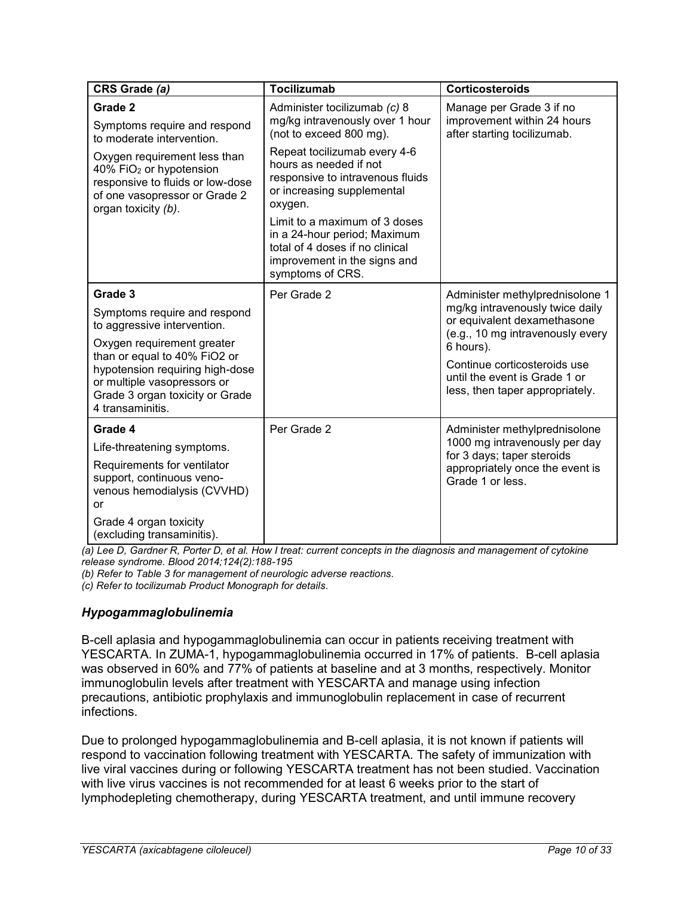| CRS Grade *(a)* | Tocilizumab | Corticosteroids |
|---|---|---|
| **Grade 2**<br>Symptoms require and respond to moderate intervention.<br>Oxygen requirement less than 40% $FiO_2$ or hypotension responsive to fluids or low-dose of one vasopressor or Grade 2 organ toxicity *(b)*. | Administer tocilizumab *(c)* 8 mg/kg intravenously over 1 hour (not to exceed 800 mg).<br>Repeat tocilizumab every 4-6 hours as needed if not responsive to intravenous fluids or increasing supplemental oxygen.<br>Limit to a maximum of 3 doses in a 24-hour period; Maximum total of 4 doses if no clinical improvement in the signs and symptoms of CRS. | Manage per Grade 3 if no improvement within 24 hours after starting tocilizumab. |
| **Grade 3**<br>Symptoms require and respond to aggressive intervention.<br>Oxygen requirement greater than or equal to 40% FiO2 or hypotension requiring high-dose or multiple vasopressors or Grade 3 organ toxicity or Grade 4 transaminitis. | Per Grade 2 | Administer methylprednisolone 1 mg/kg intravenously twice daily or equivalent dexamethasone (e.g., 10 mg intravenously every 6 hours).<br>Continue corticosteroids use until the event is Grade 1 or less, then taper appropriately. |
| **Grade 4**<br>Life-threatening symptoms.<br>Requirements for ventilator support, continuous veno-venous hemodialysis (CVVHD) or<br>Grade 4 organ toxicity (excluding transaminitis). | Per Grade 2 | Administer methylprednisolone 1000 mg intravenously per day for 3 days; taper steroids appropriately once the event is Grade 1 or less. |

*(a) Lee D, Gardner R, Porter D, et al. How I treat: current concepts in the diagnosis and management of cytokine release syndrome. Blood 2014;124(2):188-195*

*(b) Refer to Table 3 for management of neurologic adverse reactions.*

*(c) Refer to tocilizumab Product Monograph for details.*

### *Hypogammaglobulinemia*

B-cell aplasia and hypogammaglobulinemia can occur in patients receiving treatment with YESCARTA. In ZUMA-1, hypogammaglobulinemia occurred in 17% of patients. B-cell aplasia was observed in 60% and 77% of patients at baseline and at 3 months, respectively. Monitor immunoglobulin levels after treatment with YESCARTA and manage using infection precautions, antibiotic prophylaxis and immunoglobulin replacement in case of recurrent infections.

Due to prolonged hypogammaglobulinemia and B-cell aplasia, it is not known if patients will respond to vaccination following treatment with YESCARTA. The safety of immunization with live viral vaccines during or following YESCARTA treatment has not been studied. Vaccination with live virus vaccines is not recommended for at least 6 weeks prior to the start of lymphodepleting chemotherapy, during YESCARTA treatment, and until immune recovery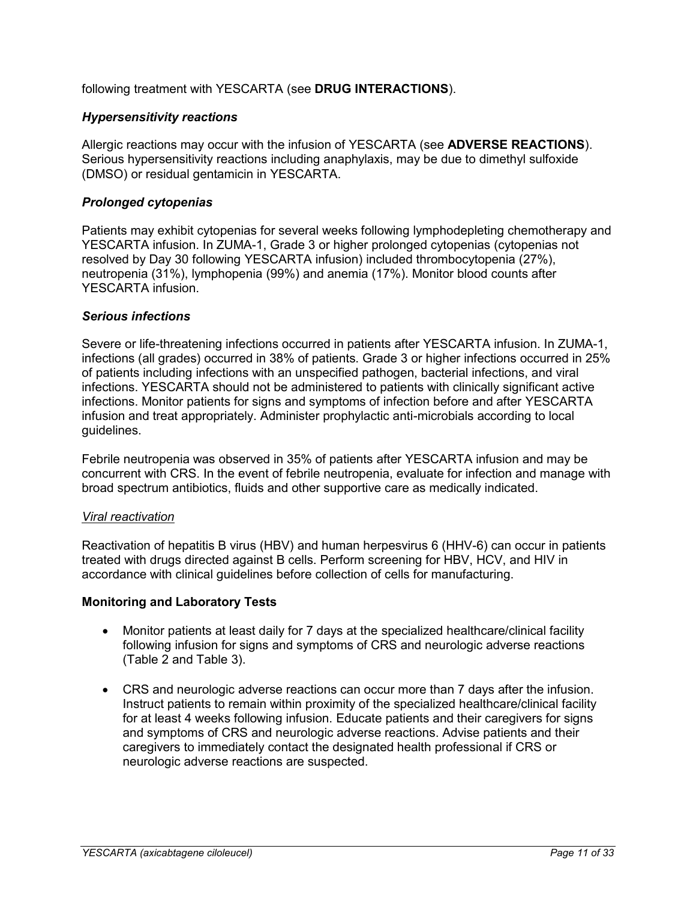following treatment with YESCARTA (see **DRUG INTERACTIONS**).

***Hypersensitivity reactions***

Allergic reactions may occur with the infusion of YESCARTA (see **ADVERSE REACTIONS**). Serious hypersensitivity reactions including anaphylaxis, may be due to dimethyl sulfoxide (DMSO) or residual gentamicin in YESCARTA.

***Prolonged cytopenias***

Patients may exhibit cytopenias for several weeks following lymphodepleting chemotherapy and YESCARTA infusion. In ZUMA-1, Grade 3 or higher prolonged cytopenias (cytopenias not resolved by Day 30 following YESCARTA infusion) included thrombocytopenia (27%), neutropenia (31%), lymphopenia (99%) and anemia (17%). Monitor blood counts after YESCARTA infusion.

***Serious infections***

Severe or life-threatening infections occurred in patients after YESCARTA infusion. In ZUMA-1, infections (all grades) occurred in 38% of patients. Grade 3 or higher infections occurred in 25% of patients including infections with an unspecified pathogen, bacterial infections, and viral infections. YESCARTA should not be administered to patients with clinically significant active infections. Monitor patients for signs and symptoms of infection before and after YESCARTA infusion and treat appropriately. Administer prophylactic anti-microbials according to local guidelines.

Febrile neutropenia was observed in 35% of patients after YESCARTA infusion and may be concurrent with CRS. In the event of febrile neutropenia, evaluate for infection and manage with broad spectrum antibiotics, fluids and other supportive care as medically indicated.

<u>Viral reactivation</u>

Reactivation of hepatitis B virus (HBV) and human herpesvirus 6 (HHV-6) can occur in patients treated with drugs directed against B cells. Perform screening for HBV, HCV, and HIV in accordance with clinical guidelines before collection of cells for manufacturing.

**Monitoring and Laboratory Tests**

- Monitor patients at least daily for 7 days at the specialized healthcare/clinical facility following infusion for signs and symptoms of CRS and neurologic adverse reactions (Table 2 and Table 3).
- CRS and neurologic adverse reactions can occur more than 7 days after the infusion. Instruct patients to remain within proximity of the specialized healthcare/clinical facility for at least 4 weeks following infusion. Educate patients and their caregivers for signs and symptoms of CRS and neurologic adverse reactions. Advise patients and their caregivers to immediately contact the designated health professional if CRS or neurologic adverse reactions are suspected.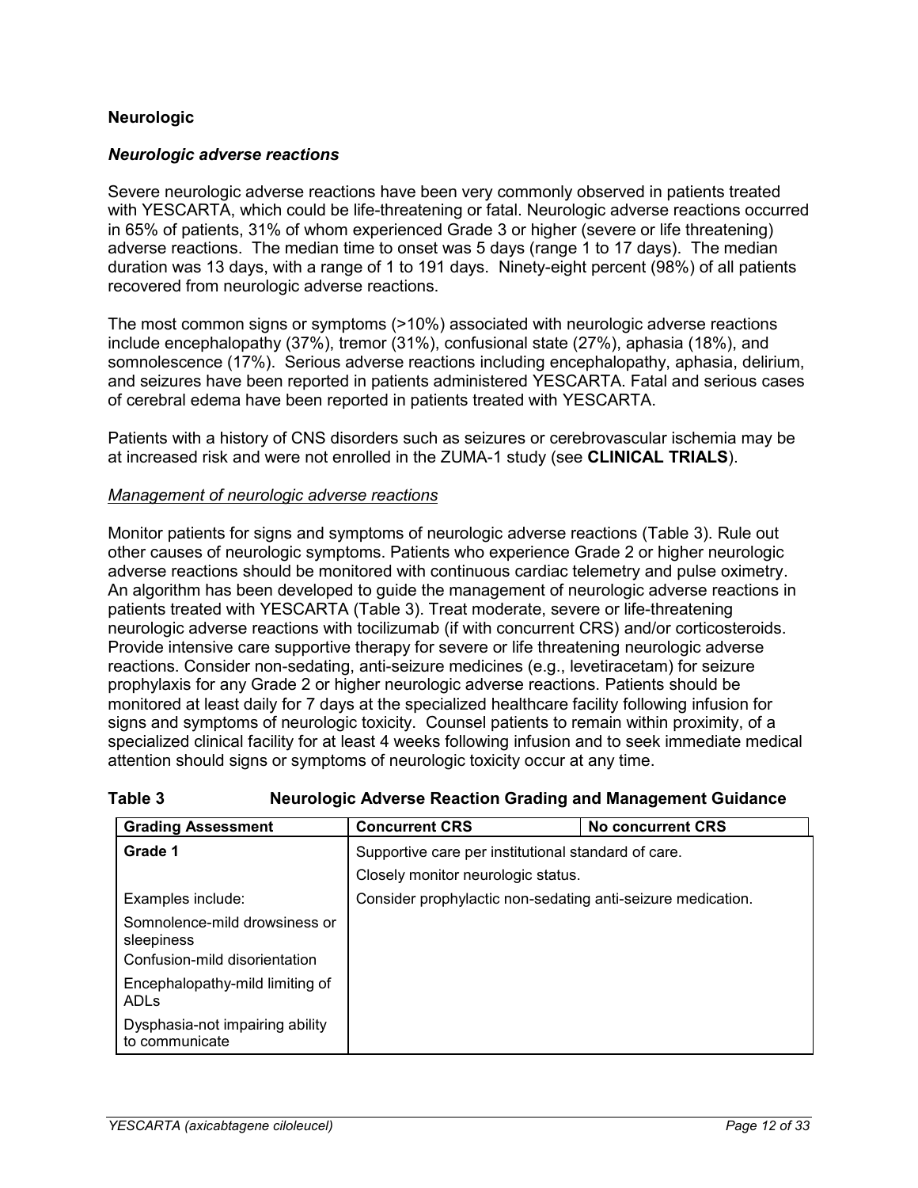**Neurologic**

***Neurologic adverse reactions***

Severe neurologic adverse reactions have been very commonly observed in patients treated with YESCARTA, which could be life-threatening or fatal. Neurologic adverse reactions occurred in 65% of patients, 31% of whom experienced Grade 3 or higher (severe or life threatening) adverse reactions. The median time to onset was 5 days (range 1 to 17 days). The median duration was 13 days, with a range of 1 to 191 days. Ninety-eight percent (98%) of all patients recovered from neurologic adverse reactions.

The most common signs or symptoms (>10%) associated with neurologic adverse reactions include encephalopathy (37%), tremor (31%), confusional state (27%), aphasia (18%), and somnolescence (17%). Serious adverse reactions including encephalopathy, aphasia, delirium, and seizures have been reported in patients administered YESCARTA. Fatal and serious cases of cerebral edema have been reported in patients treated with YESCARTA.

Patients with a history of CNS disorders such as seizures or cerebrovascular ischemia may be at increased risk and were not enrolled in the ZUMA-1 study (see **CLINICAL TRIALS**).

<u>*Management of neurologic adverse reactions*</u>

Monitor patients for signs and symptoms of neurologic adverse reactions (Table 3). Rule out other causes of neurologic symptoms. Patients who experience Grade 2 or higher neurologic adverse reactions should be monitored with continuous cardiac telemetry and pulse oximetry. An algorithm has been developed to guide the management of neurologic adverse reactions in patients treated with YESCARTA (Table 3). Treat moderate, severe or life-threatening neurologic adverse reactions with tocilizumab (if with concurrent CRS) and/or corticosteroids. Provide intensive care supportive therapy for severe or life threatening neurologic adverse reactions. Consider non-sedating, anti-seizure medicines (e.g., levetiracetam) for seizure prophylaxis for any Grade 2 or higher neurologic adverse reactions. Patients should be monitored at least daily for 7 days at the specialized healthcare facility following infusion for signs and symptoms of neurologic toxicity. Counsel patients to remain within proximity, of a specialized clinical facility for at least 4 weeks following infusion and to seek immediate medical attention should signs or symptoms of neurologic toxicity occur at any time.

**Table 3 Neurologic Adverse Reaction Grading and Management Guidance**

| Grading Assessment | Concurrent CRS | No concurrent CRS |
|---|---|---|
| **Grade 1**<br><br>Examples include:<br>Somnolence-mild drowsiness or sleepiness<br>Confusion-mild disorientation<br>Encephalopathy-mild limiting of ADLs<br>Dysphasia-not impairing ability to communicate | Supportive care per institutional standard of care.<br>Closely monitor neurologic status.<br>Consider prophylactic non-sedating anti-seizure medication. | |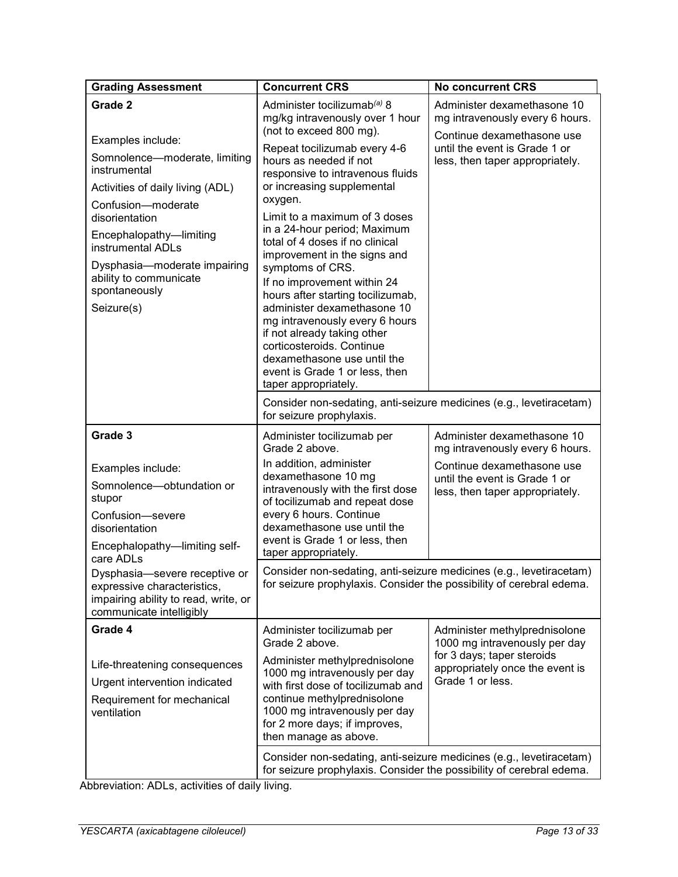| Grading Assessment | Concurrent CRS | No concurrent CRS |
|---|---|---|
| **Grade 2**<br><br>Examples include:<br>Somnolence—moderate, limiting instrumental<br>Activities of daily living (ADL)<br>Confusion—moderate disorientation<br>Encephalopathy—limiting instrumental ADLs<br>Dysphasia—moderate impairing ability to communicate spontaneously<br>Seizure(s) | Administer tocilizumab[(a)] 8 mg/kg intravenously over 1 hour (not to exceed 800 mg).<br>Repeat tocilizumab every 4-6 hours as needed if not responsive to intravenous fluids or increasing supplemental oxygen.<br>Limit to a maximum of 3 doses in a 24-hour period; Maximum total of 4 doses if no clinical improvement in the signs and symptoms of CRS.<br>If no improvement within 24 hours after starting tocilizumab, administer dexamethasone 10 mg intravenously every 6 hours if not already taking other corticosteroids. Continue dexamethasone use until the event is Grade 1 or less, then taper appropriately. | Administer dexamethasone 10 mg intravenously every 6 hours.<br>Continue dexamethasone use until the event is Grade 1 or less, then taper appropriately. |
| | Consider non-sedating, anti-seizure medicines (e.g., levetiracetam) for seizure prophylaxis. | |
| **Grade 3**<br><br>Examples include:<br>Somnolence—obtundation or stupor<br>Confusion—severe disorientation<br>Encephalopathy—limiting self-care ADLs<br>Dysphasia—severe receptive or expressive characteristics, impairing ability to read, write, or communicate intelligibly | Administer tocilizumab per Grade 2 above.<br>In addition, administer dexamethasone 10 mg intravenously with the first dose of tocilizumab and repeat dose every 6 hours. Continue dexamethasone use until the event is Grade 1 or less, then taper appropriately. | Administer dexamethasone 10 mg intravenously every 6 hours.<br>Continue dexamethasone use until the event is Grade 1 or less, then taper appropriately. |
| | Consider non-sedating, anti-seizure medicines (e.g., levetiracetam) for seizure prophylaxis. Consider the possibility of cerebral edema. | |
| **Grade 4**<br><br>Life-threatening consequences<br>Urgent intervention indicated<br>Requirement for mechanical ventilation | Administer tocilizumab per Grade 2 above.<br>Administer methylprednisolone 1000 mg intravenously per day with first dose of tocilizumab and continue methylprednisolone 1000 mg intravenously per day for 2 more days; if improves, then manage as above. | Administer methylprednisolone 1000 mg intravenously per day for 3 days; taper steroids appropriately once the event is Grade 1 or less. |
| | Consider non-sedating, anti-seizure medicines (e.g., levetiracetam) for seizure prophylaxis. Consider the possibility of cerebral edema. | |

Abbreviation: ADLs, activities of daily living.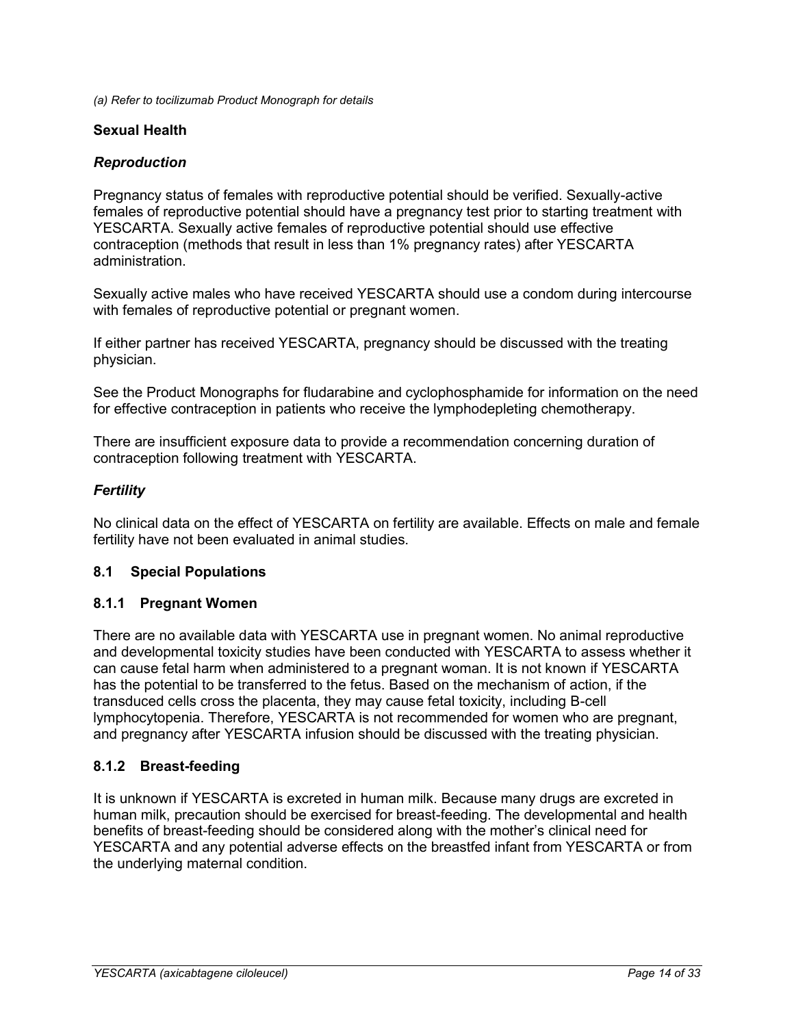*(a) Refer to tocilizumab Product Monograph for details*

### Sexual Health

#### *Reproduction*

Pregnancy status of females with reproductive potential should be verified. Sexually-active females of reproductive potential should have a pregnancy test prior to starting treatment with YESCARTA. Sexually active females of reproductive potential should use effective contraception (methods that result in less than 1% pregnancy rates) after YESCARTA administration.

Sexually active males who have received YESCARTA should use a condom during intercourse with females of reproductive potential or pregnant women.

If either partner has received YESCARTA, pregnancy should be discussed with the treating physician.

See the Product Monographs for fludarabine and cyclophosphamide for information on the need for effective contraception in patients who receive the lymphodepleting chemotherapy.

There are insufficient exposure data to provide a recommendation concerning duration of contraception following treatment with YESCARTA.

#### *Fertility*

No clinical data on the effect of YESCARTA on fertility are available. Effects on male and female fertility have not been evaluated in animal studies.

## 8.1 Special Populations

### 8.1.1 Pregnant Women

There are no available data with YESCARTA use in pregnant women. No animal reproductive and developmental toxicity studies have been conducted with YESCARTA to assess whether it can cause fetal harm when administered to a pregnant woman. It is not known if YESCARTA has the potential to be transferred to the fetus. Based on the mechanism of action, if the transduced cells cross the placenta, they may cause fetal toxicity, including B-cell lymphocytopenia. Therefore, YESCARTA is not recommended for women who are pregnant, and pregnancy after YESCARTA infusion should be discussed with the treating physician.

### 8.1.2 Breast-feeding

It is unknown if YESCARTA is excreted in human milk. Because many drugs are excreted in human milk, precaution should be exercised for breast-feeding. The developmental and health benefits of breast-feeding should be considered along with the mother's clinical need for YESCARTA and any potential adverse effects on the breastfed infant from YESCARTA or from the underlying maternal condition.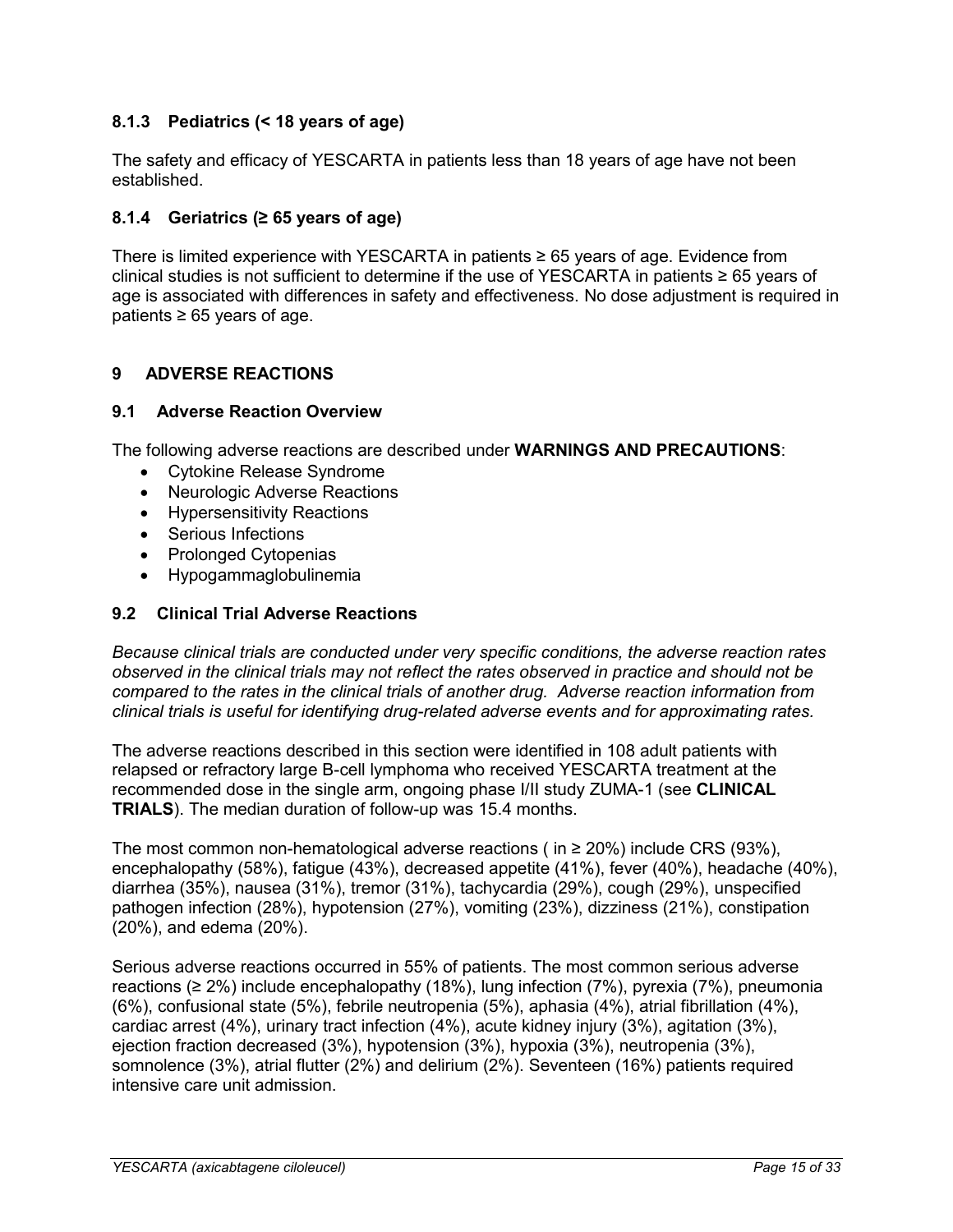### 8.1.3 Pediatrics (< 18 years of age)

The safety and efficacy of YESCARTA in patients less than 18 years of age have not been established.

### 8.1.4 Geriatrics (≥ 65 years of age)

There is limited experience with YESCARTA in patients ≥ 65 years of age. Evidence from clinical studies is not sufficient to determine if the use of YESCARTA in patients ≥ 65 years of age is associated with differences in safety and effectiveness. No dose adjustment is required in patients ≥ 65 years of age.

## 9 ADVERSE REACTIONS

### 9.1 Adverse Reaction Overview

The following adverse reactions are described under **WARNINGS AND PRECAUTIONS**:

- Cytokine Release Syndrome
- Neurologic Adverse Reactions
- Hypersensitivity Reactions
- Serious Infections
- Prolonged Cytopenias
- Hypogammaglobulinemia

### 9.2 Clinical Trial Adverse Reactions

*Because clinical trials are conducted under very specific conditions, the adverse reaction rates observed in the clinical trials may not reflect the rates observed in practice and should not be compared to the rates in the clinical trials of another drug. Adverse reaction information from clinical trials is useful for identifying drug-related adverse events and for approximating rates.*

The adverse reactions described in this section were identified in 108 adult patients with relapsed or refractory large B-cell lymphoma who received YESCARTA treatment at the recommended dose in the single arm, ongoing phase I/II study ZUMA-1 (see **CLINICAL TRIALS**). The median duration of follow-up was 15.4 months.

The most common non-hematological adverse reactions ( in ≥ 20%) include CRS (93%), encephalopathy (58%), fatigue (43%), decreased appetite (41%), fever (40%), headache (40%), diarrhea (35%), nausea (31%), tremor (31%), tachycardia (29%), cough (29%), unspecified pathogen infection (28%), hypotension (27%), vomiting (23%), dizziness (21%), constipation (20%), and edema (20%).

Serious adverse reactions occurred in 55% of patients. The most common serious adverse reactions (≥ 2%) include encephalopathy (18%), lung infection (7%), pyrexia (7%), pneumonia (6%), confusional state (5%), febrile neutropenia (5%), aphasia (4%), atrial fibrillation (4%), cardiac arrest (4%), urinary tract infection (4%), acute kidney injury (3%), agitation (3%), ejection fraction decreased (3%), hypotension (3%), hypoxia (3%), neutropenia (3%), somnolence (3%), atrial flutter (2%) and delirium (2%). Seventeen (16%) patients required intensive care unit admission.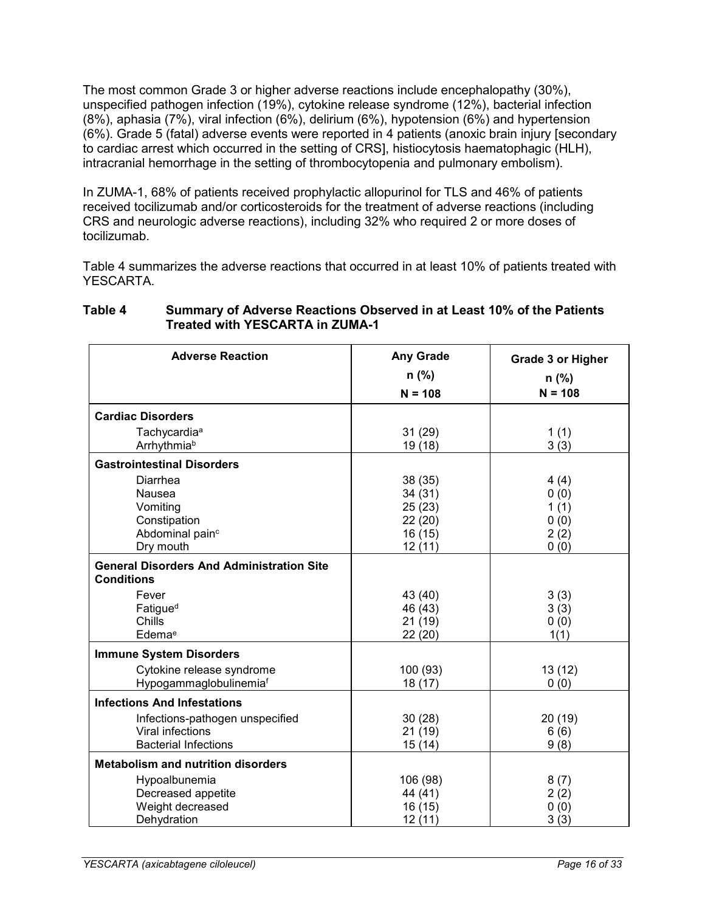The most common Grade 3 or higher adverse reactions include encephalopathy (30%), unspecified pathogen infection (19%), cytokine release syndrome (12%), bacterial infection (8%), aphasia (7%), viral infection (6%), delirium (6%), hypotension (6%) and hypertension (6%). Grade 5 (fatal) adverse events were reported in 4 patients (anoxic brain injury [secondary to cardiac arrest which occurred in the setting of CRS], histiocytosis haematophagic (HLH), intracranial hemorrhage in the setting of thrombocytopenia and pulmonary embolism).

In ZUMA-1, 68% of patients received prophylactic allopurinol for TLS and 46% of patients received tocilizumab and/or corticosteroids for the treatment of adverse reactions (including CRS and neurologic adverse reactions), including 32% who required 2 or more doses of tocilizumab.

Table 4 summarizes the adverse reactions that occurred in at least 10% of patients treated with YESCARTA.

**Table 4 Summary of Adverse Reactions Observed in at Least 10% of the Patients Treated with YESCARTA in ZUMA-1**

| Adverse Reaction | Any Grade n (%) N = 108 | Grade 3 or Higher n (%) N = 108 |
|---|---|---|
| **Cardiac Disorders** | | |
| Tachycardia[a] | 31 (29) | 1 (1) |
| Arrhythmia[b] | 19 (18) | 3 (3) |
| **Gastrointestinal Disorders** | | |
| Diarrhea | 38 (35) | 4 (4) |
| Nausea | 34 (31) | 0 (0) |
| Vomiting | 25 (23) | 1 (1) |
| Constipation | 22 (20) | 0 (0) |
| Abdominal pain[c] | 16 (15) | 2 (2) |
| Dry mouth | 12 (11) | 0 (0) |
| **General Disorders And Administration Site Conditions** | | |
| Fever | 43 (40) | 3 (3) |
| Fatigue[d] | 46 (43) | 3 (3) |
| Chills | 21 (19) | 0 (0) |
| Edema[e] | 22 (20) | 1(1) |
| **Immune System Disorders** | | |
| Cytokine release syndrome | 100 (93) | 13 (12) |
| Hypogammaglobulinemia[f] | 18 (17) | 0 (0) |
| **Infections And Infestations** | | |
| Infections-pathogen unspecified | 30 (28) | 20 (19) |
| Viral infections | 21 (19) | 6 (6) |
| Bacterial Infections | 15 (14) | 9 (8) |
| **Metabolism and nutrition disorders** | | |
| Hypoalbunemia | 106 (98) | 8 (7) |
| Decreased appetite | 44 (41) | 2 (2) |
| Weight decreased | 16 (15) | 0 (0) |
| Dehydration | 12 (11) | 3 (3) |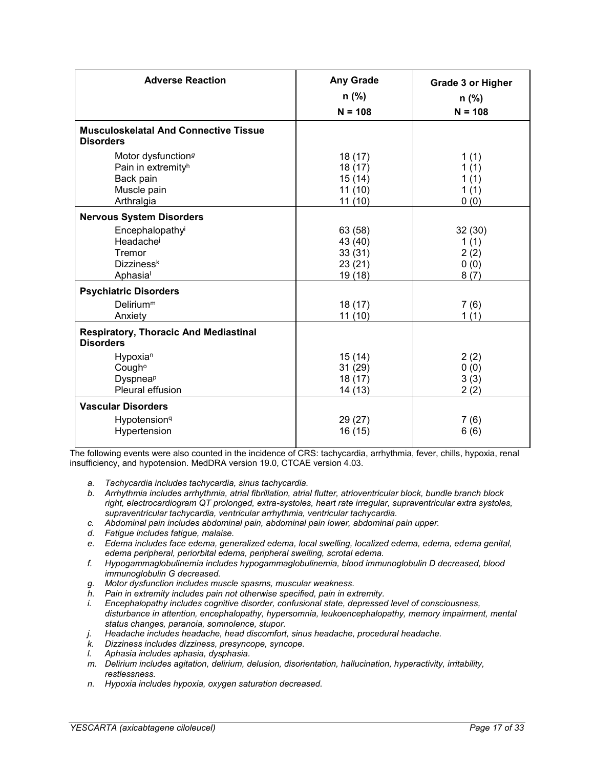| Adverse Reaction | Any Grade<br>n (%)<br>N = 108 | Grade 3 or Higher<br>n (%)<br>N = 108 |
|---|---|---|
| **Musculoskelatal And Connective Tissue Disorders** | | |
| Motor dysfunction[g] | 18 (17) | 1 (1) |
| Pain in extremity[h] | 18 (17) | 1 (1) |
| Back pain | 15 (14) | 1 (1) |
| Muscle pain | 11 (10) | 1 (1) |
| Arthralgia | 11 (10) | 0 (0) |
| **Nervous System Disorders** | | |
| Encephalopathy[i] | 63 (58) | 32 (30) |
| Headache[j] | 43 (40) | 1 (1) |
| Tremor | 33 (31) | 2 (2) |
| Dizziness[k] | 23 (21) | 0 (0) |
| Aphasia[l] | 19 (18) | 8 (7) |
| **Psychiatric Disorders** | | |
| Delirium[m] | 18 (17) | 7 (6) |
| Anxiety | 11 (10) | 1 (1) |
| **Respiratory, Thoracic And Mediastinal Disorders** | | |
| Hypoxia[n] | 15 (14) | 2 (2) |
| Cough[o] | 31 (29) | 0 (0) |
| Dyspnea[p] | 18 (17) | 3 (3) |
| Pleural effusion | 14 (13) | 2 (2) |
| **Vascular Disorders** | | |
| Hypotension[q] | 29 (27) | 7 (6) |
| Hypertension | 16 (15) | 6 (6) |

The following events were also counted in the incidence of CRS: tachycardia, arrhythmia, fever, chills, hypoxia, renal insufficiency, and hypotension. MedDRA version 19.0, CTCAE version 4.03.

*a. Tachycardia includes tachycardia, sinus tachycardia.*
*b. Arrhythmia includes arrhythmia, atrial fibrillation, atrial flutter, atrioventricular block, bundle branch block right, electrocardiogram QT prolonged, extra-systoles, heart rate irregular, supraventricular extra systoles, supraventricular tachycardia, ventricular arrhythmia, ventricular tachycardia.*
*c. Abdominal pain includes abdominal pain, abdominal pain lower, abdominal pain upper.*
*d. Fatigue includes fatigue, malaise.*
*e. Edema includes face edema, generalized edema, local swelling, localized edema, edema, edema genital, edema peripheral, periorbital edema, peripheral swelling, scrotal edema.*
*f. Hypogammaglobulinemia includes hypogammaglobulinemia, blood immunoglobulin D decreased, blood immunoglobulin G decreased.*
*g. Motor dysfunction includes muscle spasms, muscular weakness.*
*h. Pain in extremity includes pain not otherwise specified, pain in extremity.*
*i. Encephalopathy includes cognitive disorder, confusional state, depressed level of consciousness, disturbance in attention, encephalopathy, hypersomnia, leukoencephalopathy, memory impairment, mental status changes, paranoia, somnolence, stupor.*
*j. Headache includes headache, head discomfort, sinus headache, procedural headache.*
*k. Dizziness includes dizziness, presyncope, syncope.*
*l. Aphasia includes aphasia, dysphasia.*
*m. Delirium includes agitation, delirium, delusion, disorientation, hallucination, hyperactivity, irritability, restlessness.*
*n. Hypoxia includes hypoxia, oxygen saturation decreased.*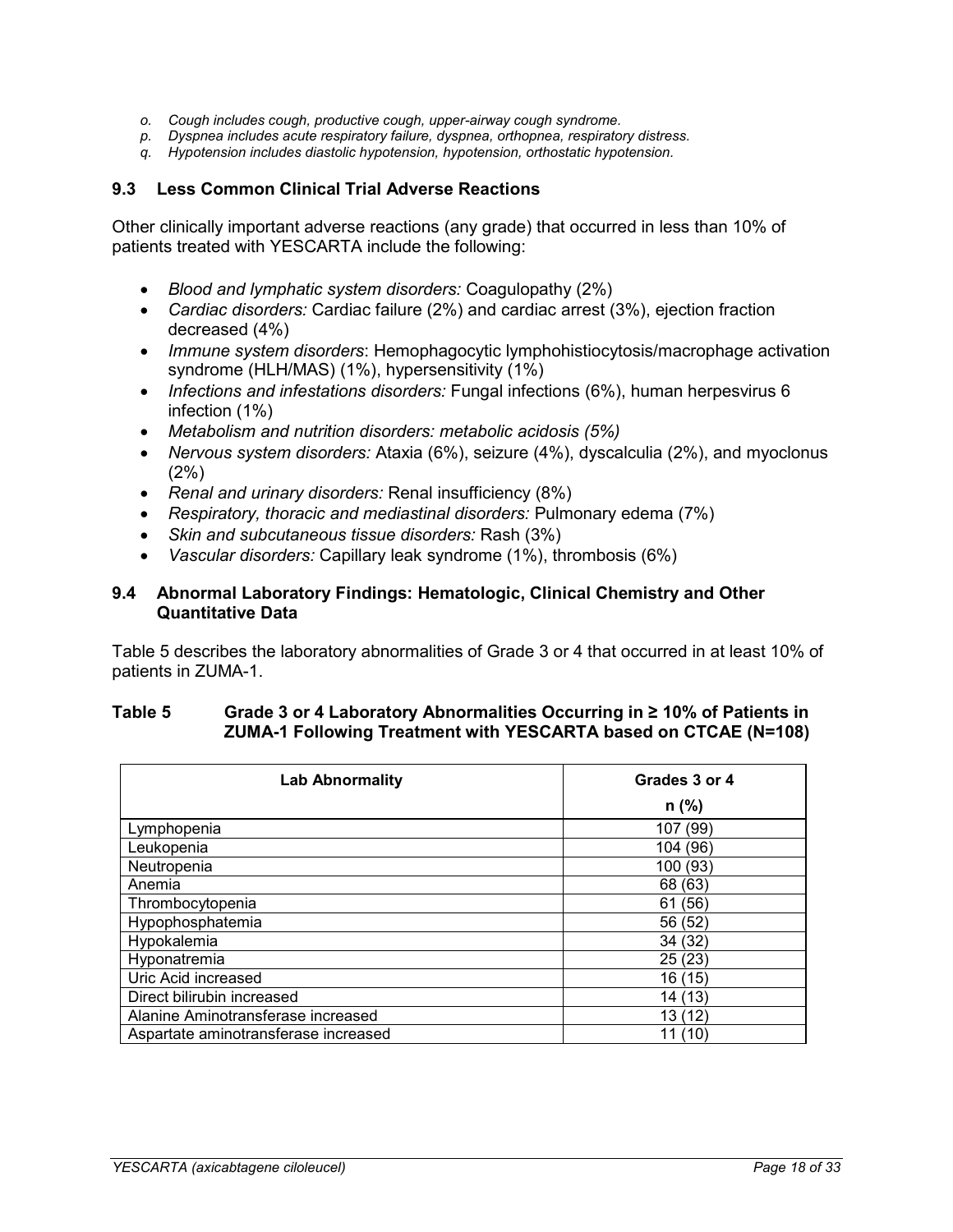*o. Cough includes cough, productive cough, upper-airway cough syndrome.*
*p. Dyspnea includes acute respiratory failure, dyspnea, orthopnea, respiratory distress.*
*q. Hypotension includes diastolic hypotension, hypotension, orthostatic hypotension.*

## 9.3 Less Common Clinical Trial Adverse Reactions

Other clinically important adverse reactions (any grade) that occurred in less than 10% of patients treated with YESCARTA include the following:

- *Blood and lymphatic system disorders:* Coagulopathy (2%)
- *Cardiac disorders:* Cardiac failure (2%) and cardiac arrest (3%), ejection fraction decreased (4%)
- *Immune system disorders*: Hemophagocytic lymphohistiocytosis/macrophage activation syndrome (HLH/MAS) (1%), hypersensitivity (1%)
- *Infections and infestations disorders:* Fungal infections (6%), human herpesvirus 6 infection (1%)
- *Metabolism and nutrition disorders: metabolic acidosis (5%)*
- *Nervous system disorders:* Ataxia (6%), seizure (4%), dyscalculia (2%), and myoclonus (2%)
- *Renal and urinary disorders:* Renal insufficiency (8%)
- *Respiratory, thoracic and mediastinal disorders:* Pulmonary edema (7%)
- *Skin and subcutaneous tissue disorders:* Rash (3%)
- *Vascular disorders:* Capillary leak syndrome (1%), thrombosis (6%)

## 9.4 Abnormal Laboratory Findings: Hematologic, Clinical Chemistry and Other Quantitative Data

Table 5 describes the laboratory abnormalities of Grade 3 or 4 that occurred in at least 10% of patients in ZUMA-1.

**Table 5 Grade 3 or 4 Laboratory Abnormalities Occurring in ≥ 10% of Patients in ZUMA-1 Following Treatment with YESCARTA based on CTCAE (N=108)**

| Lab Abnormality | Grades 3 or 4 n (%) |
|---|---|
| Lymphopenia | 107 (99) |
| Leukopenia | 104 (96) |
| Neutropenia | 100 (93) |
| Anemia | 68 (63) |
| Thrombocytopenia | 61 (56) |
| Hypophosphatemia | 56 (52) |
| Hypokalemia | 34 (32) |
| Hyponatremia | 25 (23) |
| Uric Acid increased | 16 (15) |
| Direct bilirubin increased | 14 (13) |
| Alanine Aminotransferase increased | 13 (12) |
| Aspartate aminotransferase increased | 11 (10) |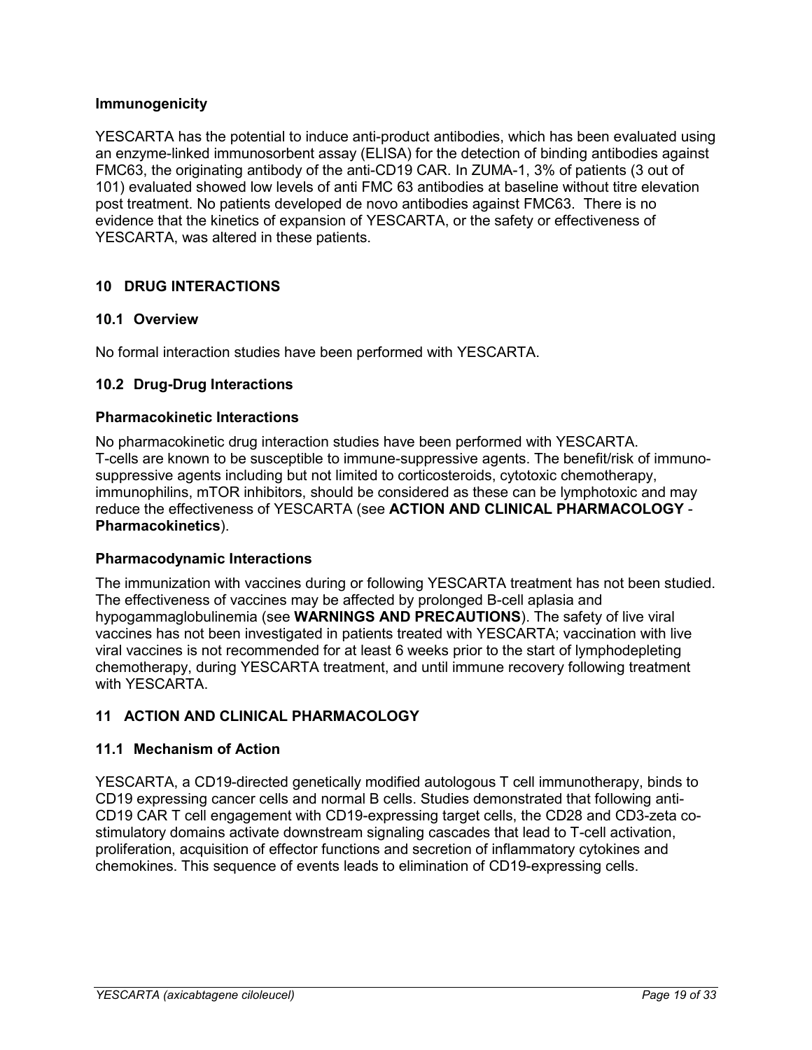### Immunogenicity

YESCARTA has the potential to induce anti-product antibodies, which has been evaluated using an enzyme-linked immunosorbent assay (ELISA) for the detection of binding antibodies against FMC63, the originating antibody of the anti-CD19 CAR. In ZUMA-1, 3% of patients (3 out of 101) evaluated showed low levels of anti FMC 63 antibodies at baseline without titre elevation post treatment. No patients developed de novo antibodies against FMC63. There is no evidence that the kinetics of expansion of YESCARTA, or the safety or effectiveness of YESCARTA, was altered in these patients.

## 10 DRUG INTERACTIONS

### 10.1 Overview

No formal interaction studies have been performed with YESCARTA.

### 10.2 Drug-Drug Interactions

#### Pharmacokinetic Interactions

No pharmacokinetic drug interaction studies have been performed with YESCARTA. T-cells are known to be susceptible to immune-suppressive agents. The benefit/risk of immuno-suppressive agents including but not limited to corticosteroids, cytotoxic chemotherapy, immunophilins, mTOR inhibitors, should be considered as these can be lymphotoxic and may reduce the effectiveness of YESCARTA (see **ACTION AND CLINICAL PHARMACOLOGY** - **Pharmacokinetics**).

#### Pharmacodynamic Interactions

The immunization with vaccines during or following YESCARTA treatment has not been studied. The effectiveness of vaccines may be affected by prolonged B-cell aplasia and hypogammaglobulinemia (see **WARNINGS AND PRECAUTIONS**). The safety of live viral vaccines has not been investigated in patients treated with YESCARTA; vaccination with live viral vaccines is not recommended for at least 6 weeks prior to the start of lymphodepleting chemotherapy, during YESCARTA treatment, and until immune recovery following treatment with YESCARTA.

## 11 ACTION AND CLINICAL PHARMACOLOGY

### 11.1 Mechanism of Action

YESCARTA, a CD19-directed genetically modified autologous T cell immunotherapy, binds to CD19 expressing cancer cells and normal B cells. Studies demonstrated that following anti-CD19 CAR T cell engagement with CD19-expressing target cells, the CD28 and CD3-zeta co-stimulatory domains activate downstream signaling cascades that lead to T-cell activation, proliferation, acquisition of effector functions and secretion of inflammatory cytokines and chemokines. This sequence of events leads to elimination of CD19-expressing cells.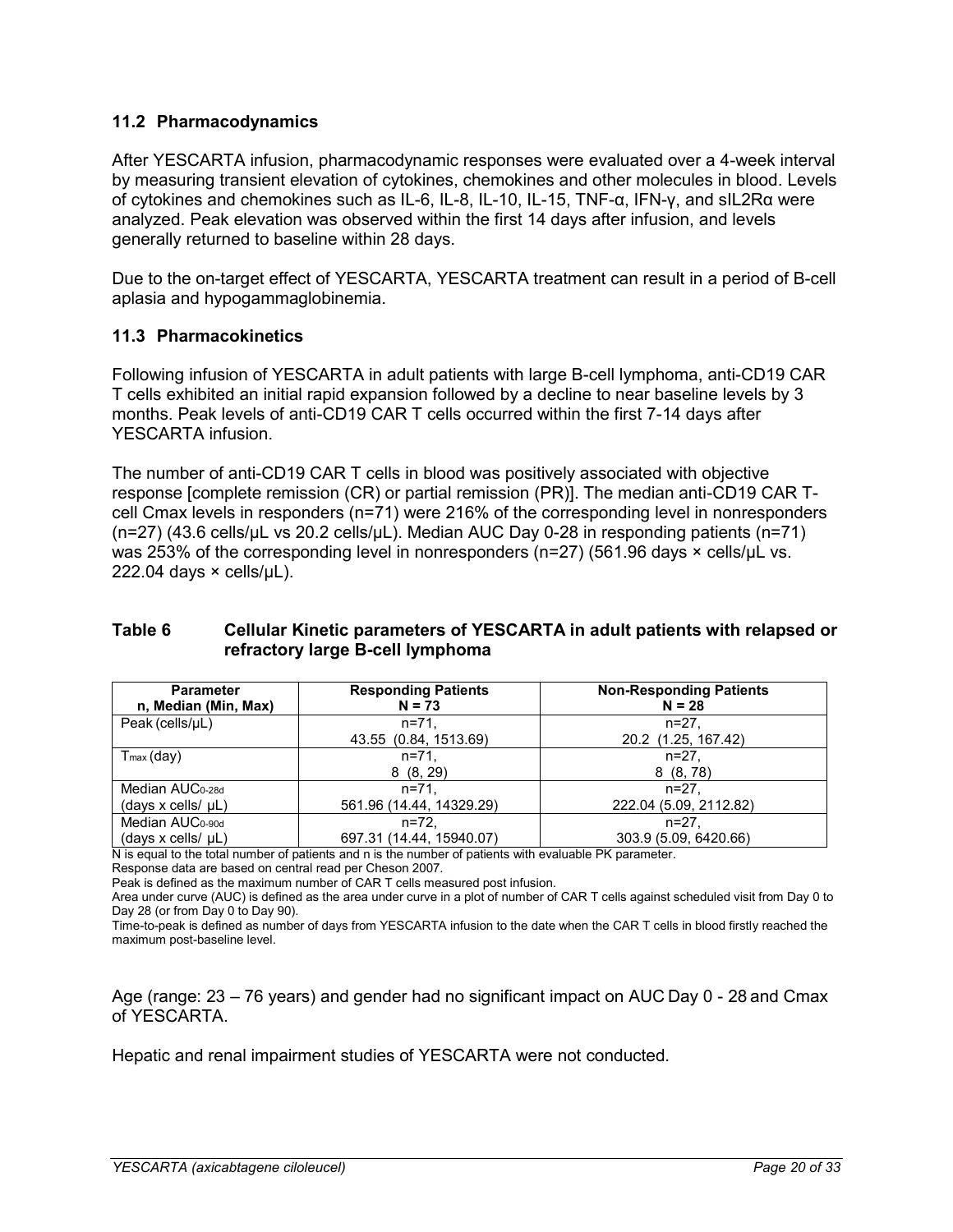### 11.2 Pharmacodynamics

After YESCARTA infusion, pharmacodynamic responses were evaluated over a 4-week interval by measuring transient elevation of cytokines, chemokines and other molecules in blood. Levels of cytokines and chemokines such as IL-6, IL-8, IL-10, IL-15, TNF-α, IFN-γ, and sIL2Rα were analyzed. Peak elevation was observed within the first 14 days after infusion, and levels generally returned to baseline within 28 days.

Due to the on-target effect of YESCARTA, YESCARTA treatment can result in a period of B-cell aplasia and hypogammaglobinemia.

### 11.3 Pharmacokinetics

Following infusion of YESCARTA in adult patients with large B-cell lymphoma, anti-CD19 CAR T cells exhibited an initial rapid expansion followed by a decline to near baseline levels by 3 months. Peak levels of anti-CD19 CAR T cells occurred within the first 7-14 days after YESCARTA infusion.

The number of anti-CD19 CAR T cells in blood was positively associated with objective response [complete remission (CR) or partial remission (PR)]. The median anti-CD19 CAR T-cell Cmax levels in responders (n=71) were 216% of the corresponding level in nonresponders (n=27) (43.6 cells/µL vs 20.2 cells/µL). Median AUC Day 0-28 in responding patients (n=71) was 253% of the corresponding level in nonresponders (n=27) (561.96 days × cells/µL vs. 222.04 days × cells/µL).

**Table 6 Cellular Kinetic parameters of YESCARTA in adult patients with relapsed or refractory large B-cell lymphoma**

| Parameter n, Median (Min, Max) | Responding Patients N = 73 | Non-Responding Patients N = 28 |
|---|---|---|
| Peak (cells/µL) | n=71, 43.55 (0.84, 1513.69) | n=27, 20.2 (1.25, 167.42) |
| $T_{max}$ (day) | n=71, 8 (8, 29) | n=27, 8 (8, 78) |
| Median $AUC_{0-28d}$ (days x cells/ µL) | n=71, 561.96 (14.44, 14329.29) | n=27, 222.04 (5.09, 2112.82) |
| Median $AUC_{0-90d}$ (days x cells/ µL) | n=72, 697.31 (14.44, 15940.07) | n=27, 303.9 (5.09, 6420.66) |

N is equal to the total number of patients and n is the number of patients with evaluable PK parameter.
Response data are based on central read per Cheson 2007.
Peak is defined as the maximum number of CAR T cells measured post infusion.
Area under curve (AUC) is defined as the area under curve in a plot of number of CAR T cells against scheduled visit from Day 0 to Day 28 (or from Day 0 to Day 90).
Time-to-peak is defined as number of days from YESCARTA infusion to the date when the CAR T cells in blood firstly reached the maximum post-baseline level.

Age (range: 23 – 76 years) and gender had no significant impact on AUC Day 0 - 28 and Cmax of YESCARTA.

Hepatic and renal impairment studies of YESCARTA were not conducted.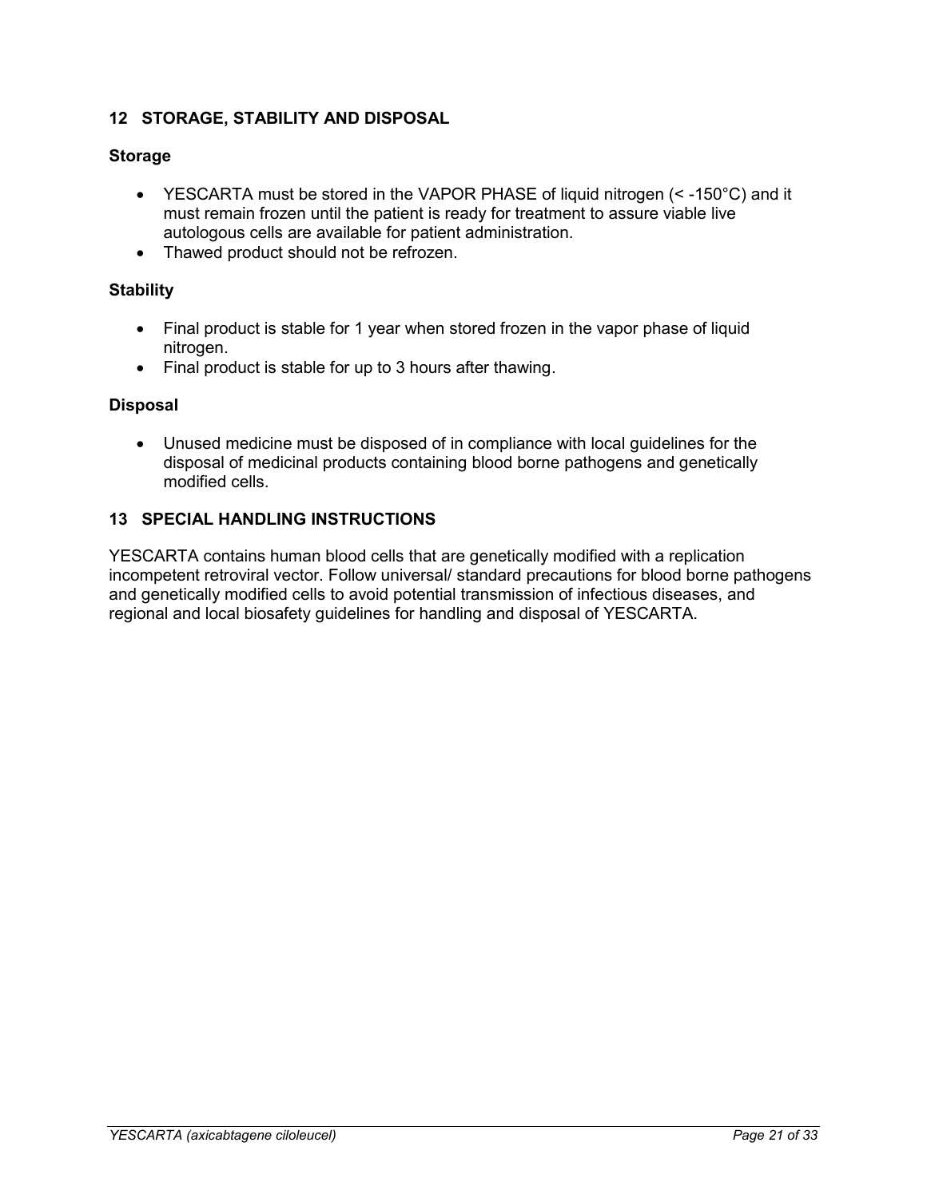## 12 STORAGE, STABILITY AND DISPOSAL

### Storage

- YESCARTA must be stored in the VAPOR PHASE of liquid nitrogen (< -150°C) and it must remain frozen until the patient is ready for treatment to assure viable live autologous cells are available for patient administration.
- Thawed product should not be refrozen.

### Stability

- Final product is stable for 1 year when stored frozen in the vapor phase of liquid nitrogen.
- Final product is stable for up to 3 hours after thawing.

### Disposal

- Unused medicine must be disposed of in compliance with local guidelines for the disposal of medicinal products containing blood borne pathogens and genetically modified cells.

## 13 SPECIAL HANDLING INSTRUCTIONS

YESCARTA contains human blood cells that are genetically modified with a replication incompetent retroviral vector. Follow universal/ standard precautions for blood borne pathogens and genetically modified cells to avoid potential transmission of infectious diseases, and regional and local biosafety guidelines for handling and disposal of YESCARTA.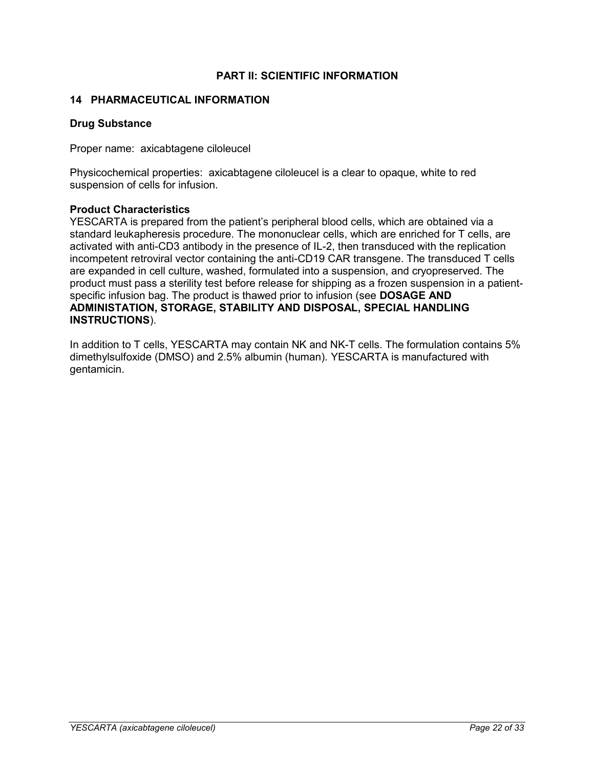# PART II: SCIENTIFIC INFORMATION

## 14 PHARMACEUTICAL INFORMATION

### Drug Substance

Proper name: axicabtagene ciloleucel

Physicochemical properties: axicabtagene ciloleucel is a clear to opaque, white to red suspension of cells for infusion.

### Product Characteristics

YESCARTA is prepared from the patient's peripheral blood cells, which are obtained via a standard leukapheresis procedure. The mononuclear cells, which are enriched for T cells, are activated with anti-CD3 antibody in the presence of IL-2, then transduced with the replication incompetent retroviral vector containing the anti-CD19 CAR transgene. The transduced T cells are expanded in cell culture, washed, formulated into a suspension, and cryopreserved. The product must pass a sterility test before release for shipping as a frozen suspension in a patient-specific infusion bag. The product is thawed prior to infusion (see **DOSAGE AND ADMINISTATION, STORAGE, STABILITY AND DISPOSAL, SPECIAL HANDLING INSTRUCTIONS**).

In addition to T cells, YESCARTA may contain NK and NK-T cells. The formulation contains 5% dimethylsulfoxide (DMSO) and 2.5% albumin (human). YESCARTA is manufactured with gentamicin.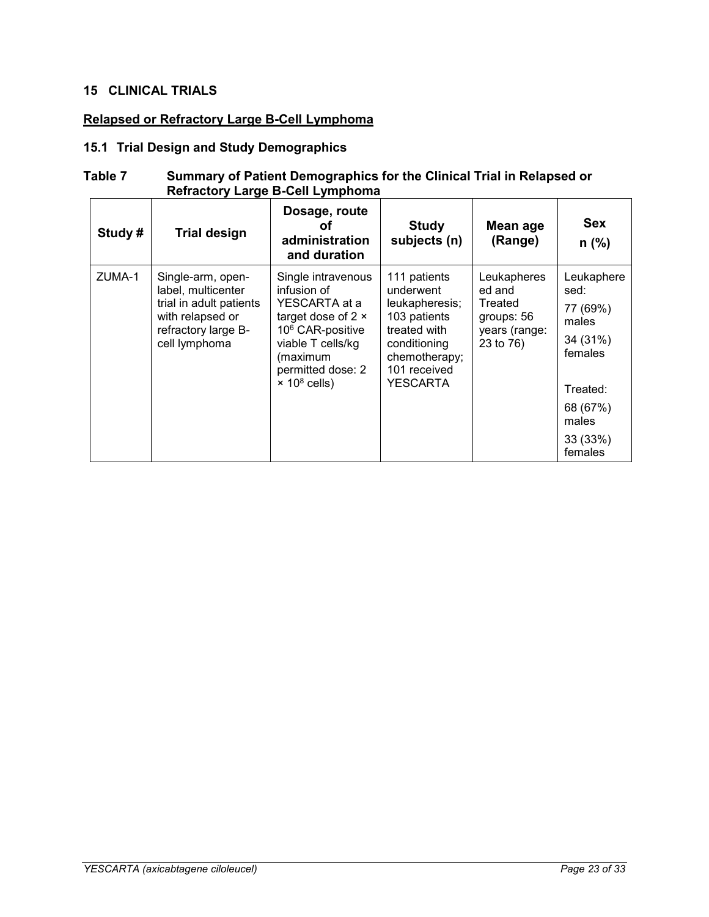## 15 CLINICAL TRIALS

### Relapsed or Refractory Large B-Cell Lymphoma

### 15.1 Trial Design and Study Demographics

**Table 7 Summary of Patient Demographics for the Clinical Trial in Relapsed or Refractory Large B-Cell Lymphoma**

| Study # | Trial design | Dosage, route of administration and duration | Study subjects (n) | Mean age (Range) | Sex n (%) |
|---|---|---|---|---|---|
| ZUMA-1 | Single-arm, open-label, multicenter trial in adult patients with relapsed or refractory large B-cell lymphoma | Single intravenous infusion of YESCARTA at a target dose of 2 × $10^6$ CAR-positive viable T cells/kg (maximum permitted dose: 2 × $10^8$ cells) | 111 patients underwent leukapheresis; 103 patients treated with conditioning chemotherapy; 101 received YESCARTA | Leukapheresed and Treated groups: 56 years (range: 23 to 76) | Leukapheresed: 77 (69%) males 34 (31%) females Treated: 68 (67%) males 33 (33%) females |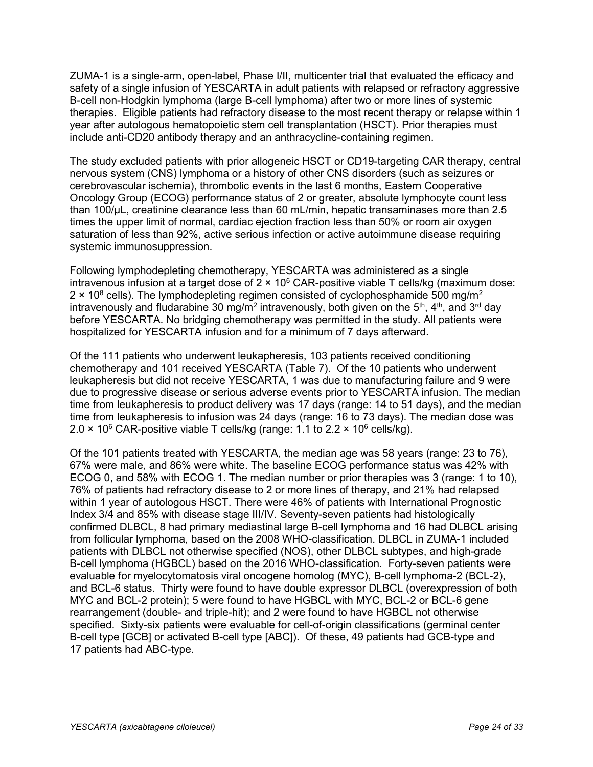ZUMA-1 is a single-arm, open-label, Phase I/II, multicenter trial that evaluated the efficacy and safety of a single infusion of YESCARTA in adult patients with relapsed or refractory aggressive B-cell non-Hodgkin lymphoma (large B-cell lymphoma) after two or more lines of systemic therapies. Eligible patients had refractory disease to the most recent therapy or relapse within 1 year after autologous hematopoietic stem cell transplantation (HSCT). Prior therapies must include anti-CD20 antibody therapy and an anthracycline-containing regimen.

The study excluded patients with prior allogeneic HSCT or CD19-targeting CAR therapy, central nervous system (CNS) lymphoma or a history of other CNS disorders (such as seizures or cerebrovascular ischemia), thrombolic events in the last 6 months, Eastern Cooperative Oncology Group (ECOG) performance status of 2 or greater, absolute lymphocyte count less than 100/µL, creatinine clearance less than 60 mL/min, hepatic transaminases more than 2.5 times the upper limit of normal, cardiac ejection fraction less than 50% or room air oxygen saturation of less than 92%, active serious infection or active autoimmune disease requiring systemic immunosuppression.

Following lymphodepleting chemotherapy, YESCARTA was administered as a single intravenous infusion at a target dose of $2 \times 10^6$ CAR-positive viable T cells/kg (maximum dose: $2 \times 10^8$ cells). The lymphodepleting regimen consisted of cyclophosphamide 500 mg/m$^2$ intravenously and fludarabine 30 mg/m$^2$ intravenously, both given on the 5$^{th}$, 4$^{th}$, and 3$^{rd}$ day before YESCARTA. No bridging chemotherapy was permitted in the study. All patients were hospitalized for YESCARTA infusion and for a minimum of 7 days afterward.

Of the 111 patients who underwent leukapheresis, 103 patients received conditioning chemotherapy and 101 received YESCARTA (Table 7). Of the 10 patients who underwent leukapheresis but did not receive YESCARTA, 1 was due to manufacturing failure and 9 were due to progressive disease or serious adverse events prior to YESCARTA infusion. The median time from leukapheresis to product delivery was 17 days (range: 14 to 51 days), and the median time from leukapheresis to infusion was 24 days (range: 16 to 73 days). The median dose was $2.0 \times 10^6$ CAR-positive viable T cells/kg (range: 1.1 to $2.2 \times 10^6$ cells/kg).

Of the 101 patients treated with YESCARTA, the median age was 58 years (range: 23 to 76), 67% were male, and 86% were white. The baseline ECOG performance status was 42% with ECOG 0, and 58% with ECOG 1. The median number or prior therapies was 3 (range: 1 to 10), 76% of patients had refractory disease to 2 or more lines of therapy, and 21% had relapsed within 1 year of autologous HSCT. There were 46% of patients with International Prognostic Index 3/4 and 85% with disease stage III/IV. Seventy-seven patients had histologically confirmed DLBCL, 8 had primary mediastinal large B-cell lymphoma and 16 had DLBCL arising from follicular lymphoma, based on the 2008 WHO-classification. DLBCL in ZUMA-1 included patients with DLBCL not otherwise specified (NOS), other DLBCL subtypes, and high-grade B-cell lymphoma (HGBCL) based on the 2016 WHO-classification. Forty-seven patients were evaluable for myelocytomatosis viral oncogene homolog (MYC), B-cell lymphoma-2 (BCL-2), and BCL-6 status. Thirty were found to have double expressor DLBCL (overexpression of both MYC and BCL-2 protein); 5 were found to have HGBCL with MYC, BCL-2 or BCL-6 gene rearrangement (double- and triple-hit); and 2 were found to have HGBCL not otherwise specified. Sixty-six patients were evaluable for cell-of-origin classifications (germinal center B-cell type [GCB] or activated B-cell type [ABC]). Of these, 49 patients had GCB-type and 17 patients had ABC-type.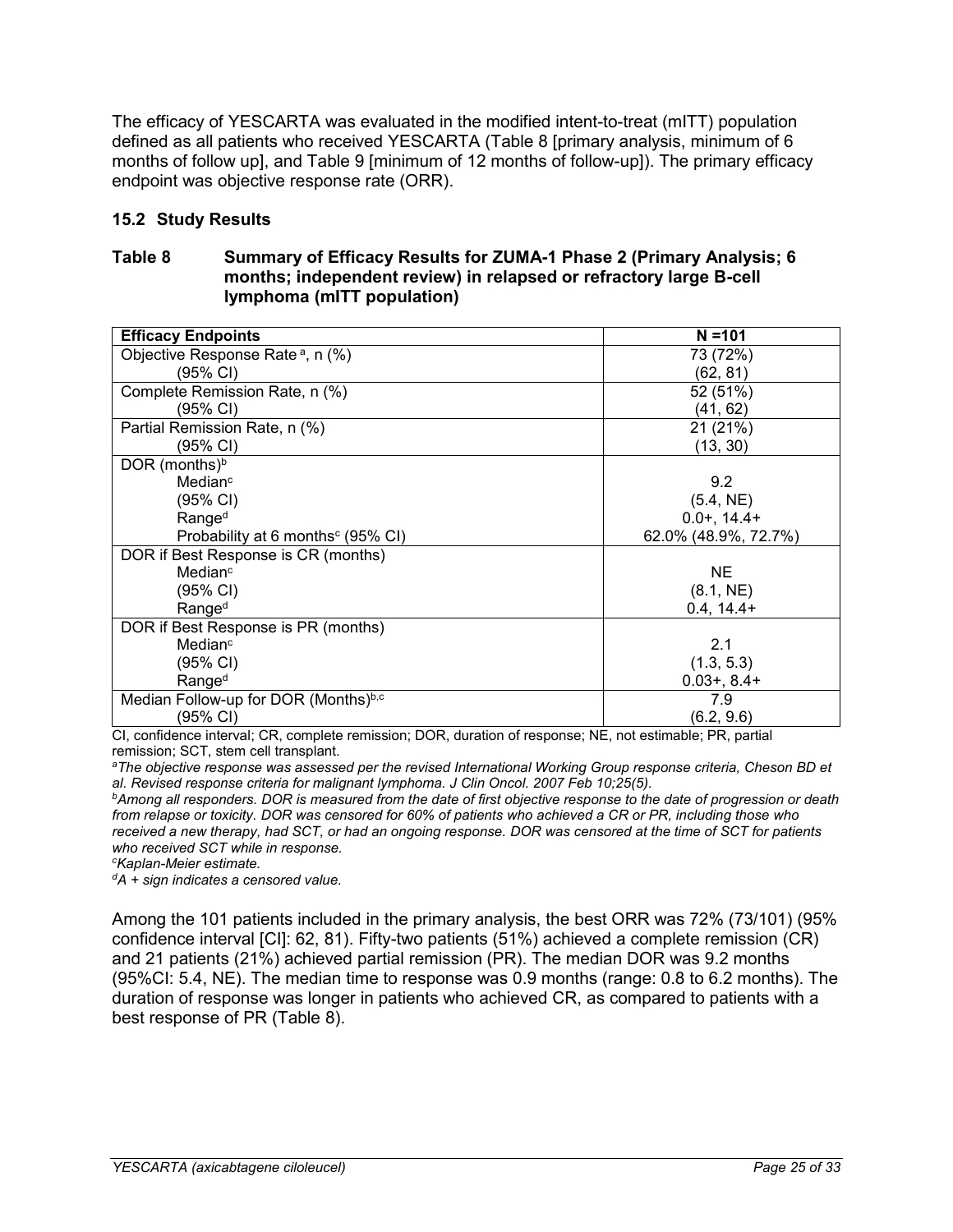The efficacy of YESCARTA was evaluated in the modified intent-to-treat (mITT) population defined as all patients who received YESCARTA (Table 8 [primary analysis, minimum of 6 months of follow up], and Table 9 [minimum of 12 months of follow-up]). The primary efficacy endpoint was objective response rate (ORR).

### 15.2 Study Results

**Table 8 Summary of Efficacy Results for ZUMA-1 Phase 2 (Primary Analysis; 6 months; independent review) in relapsed or refractory large B-cell lymphoma (mITT population)**

| **Efficacy Endpoints** | **N =101** |
|---|---|
| Objective Response Rate [a], n (%) | 73 (72%) |
| (95% CI) | (62, 81) |
| Complete Remission Rate, n (%) | 52 (51%) |
| (95% CI) | (41, 62) |
| Partial Remission Rate, n (%) | 21 (21%) |
| (95% CI) | (13, 30) |
| DOR (months)[b] | |
| Median[c] | 9.2 |
| (95% CI) | (5.4, NE) |
| Range[d] | 0.0+, 14.4+ |
| Probability at 6 months[c] (95% CI) | 62.0% (48.9%, 72.7%) |
| DOR if Best Response is CR (months) | |
| Median[c] | NE |
| (95% CI) | (8.1, NE) |
| Range[d] | 0.4, 14.4+ |
| DOR if Best Response is PR (months) | |
| Median[c] | 2.1 |
| (95% CI) | (1.3, 5.3) |
| Range[d] | 0.03+, 8.4+ |
| Median Follow-up for DOR (Months)[b,c] | 7.9 |
| (95% CI) | (6.2, 9.6) |

CI, confidence interval; CR, complete remission; DOR, duration of response; NE, not estimable; PR, partial remission; SCT, stem cell transplant.

[a]*The objective response was assessed per the revised International Working Group response criteria, Cheson BD et al. Revised response criteria for malignant lymphoma. J Clin Oncol. 2007 Feb 10;25(5).*

[b]*Among all responders. DOR is measured from the date of first objective response to the date of progression or death from relapse or toxicity. DOR was censored for 60% of patients who achieved a CR or PR, including those who received a new therapy, had SCT, or had an ongoing response. DOR was censored at the time of SCT for patients who received SCT while in response.*

[c]*Kaplan-Meier estimate.*

[d]*A + sign indicates a censored value.*

Among the 101 patients included in the primary analysis, the best ORR was 72% (73/101) (95% confidence interval [CI]: 62, 81). Fifty-two patients (51%) achieved a complete remission (CR) and 21 patients (21%) achieved partial remission (PR). The median DOR was 9.2 months (95%CI: 5.4, NE). The median time to response was 0.9 months (range: 0.8 to 6.2 months). The duration of response was longer in patients who achieved CR, as compared to patients with a best response of PR (Table 8).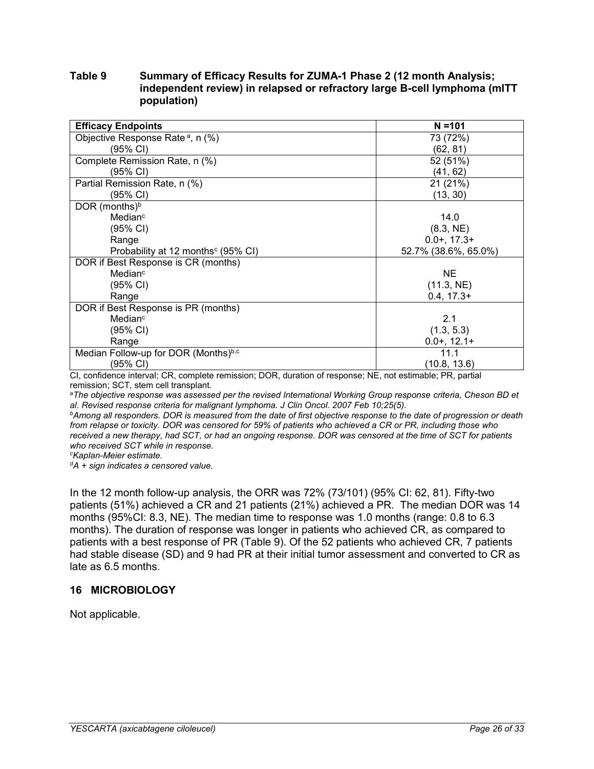**Table 9 Summary of Efficacy Results for ZUMA-1 Phase 2 (12 month Analysis; independent review) in relapsed or refractory large B-cell lymphoma (mITT population)**

| **Efficacy Endpoints** | **N =101** |
|---|---|
| Objective Response Rate [a], n (%) | 73 (72%) |
| (95% CI) | (62, 81) |
| Complete Remission Rate, n (%) | 52 (51%) |
| (95% CI) | (41, 62) |
| Partial Remission Rate, n (%) | 21 (21%) |
| (95% CI) | (13, 30) |
| DOR (months)[b] | |
| Median[c] | 14.0 |
| (95% CI) | (8.3, NE) |
| Range | 0.0+, 17.3+ |
| Probability at 12 months[c] (95% CI) | 52.7% (38.6%, 65.0%) |
| DOR if Best Response is CR (months) | |
| Median[c] | NE |
| (95% CI) | (11.3, NE) |
| Range | 0.4, 17.3+ |
| DOR if Best Response is PR (months) | |
| Median[c] | 2.1 |
| (95% CI) | (1.3, 5.3) |
| Range | 0.0+, 12.1+ |
| Median Follow-up for DOR (Months)[b,c] | 11.1 |
| (95% CI) | (10.8, 13.6) |

CI, confidence interval; CR, complete remission; DOR, duration of response; NE, not estimable; PR, partial remission; SCT, stem cell transplant.

[a]*The objective response was assessed per the revised International Working Group response criteria, Cheson BD et al. Revised response criteria for malignant lymphoma. J Clin Oncol. 2007 Feb 10;25(5).*

[b]*Among all responders. DOR is measured from the date of first objective response to the date of progression or death from relapse or toxicity. DOR was censored for 59% of patients who achieved a CR or PR, including those who received a new therapy, had SCT, or had an ongoing response. DOR was censored at the time of SCT for patients who received SCT while in response.*

[c]*Kaplan-Meier estimate.*

[d]*A + sign indicates a censored value.*

In the 12 month follow-up analysis, the ORR was 72% (73/101) (95% CI: 62, 81). Fifty-two patients (51%) achieved a CR and 21 patients (21%) achieved a PR. The median DOR was 14 months (95%CI: 8.3, NE). The median time to response was 1.0 months (range: 0.8 to 6.3 months). The duration of response was longer in patients who achieved CR, as compared to patients with a best response of PR (Table 9). Of the 52 patients who achieved CR, 7 patients had stable disease (SD) and 9 had PR at their initial tumor assessment and converted to CR as late as 6.5 months.

## 16 MICROBIOLOGY

Not applicable.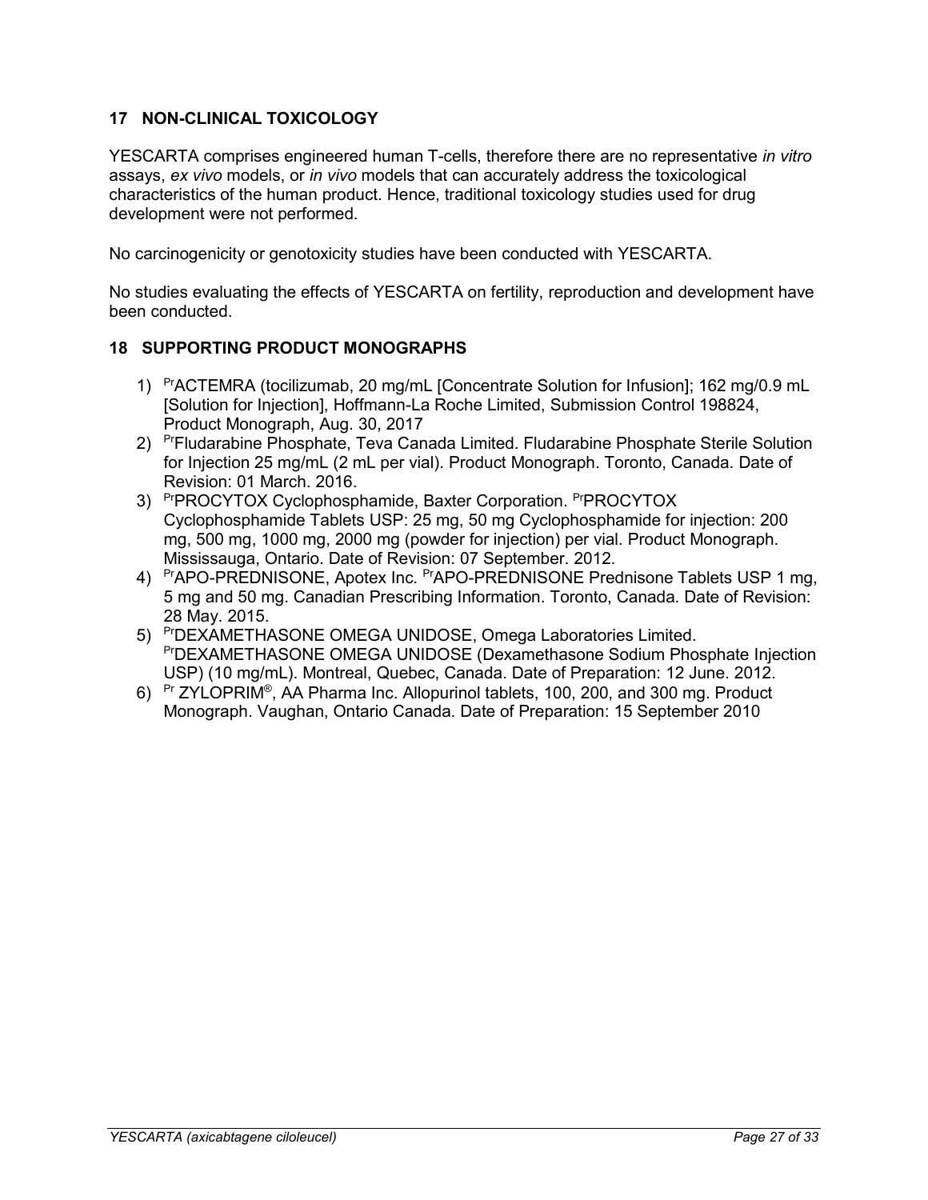## 17 NON-CLINICAL TOXICOLOGY

YESCARTA comprises engineered human T-cells, therefore there are no representative *in vitro* assays, *ex vivo* models, or *in vivo* models that can accurately address the toxicological characteristics of the human product. Hence, traditional toxicology studies used for drug development were not performed.

No carcinogenicity or genotoxicity studies have been conducted with YESCARTA.

No studies evaluating the effects of YESCARTA on fertility, reproduction and development have been conducted.

## 18 SUPPORTING PRODUCT MONOGRAPHS

1) PrACTEMRA (tocilizumab, 20 mg/mL [Concentrate Solution for Infusion]; 162 mg/0.9 mL [Solution for Injection], Hoffmann-La Roche Limited, Submission Control 198824, Product Monograph, Aug. 30, 2017
2) PrFludarabine Phosphate, Teva Canada Limited. Fludarabine Phosphate Sterile Solution for Injection 25 mg/mL (2 mL per vial). Product Monograph. Toronto, Canada. Date of Revision: 01 March. 2016.
3) PrPROCYTOX Cyclophosphamide, Baxter Corporation. PrPROCYTOX Cyclophosphamide Tablets USP: 25 mg, 50 mg Cyclophosphamide for injection: 200 mg, 500 mg, 1000 mg, 2000 mg (powder for injection) per vial. Product Monograph. Mississauga, Ontario. Date of Revision: 07 September. 2012.
4) PrAPO-PREDNISONE, Apotex Inc. PrAPO-PREDNISONE Prednisone Tablets USP 1 mg, 5 mg and 50 mg. Canadian Prescribing Information. Toronto, Canada. Date of Revision: 28 May. 2015.
5) PrDEXAMETHASONE OMEGA UNIDOSE, Omega Laboratories Limited. PrDEXAMETHASONE OMEGA UNIDOSE (Dexamethasone Sodium Phosphate Injection USP) (10 mg/mL). Montreal, Quebec, Canada. Date of Preparation: 12 June. 2012.
6) Pr ZYLOPRIM®, AA Pharma Inc. Allopurinol tablets, 100, 200, and 300 mg. Product Monograph. Vaughan, Ontario Canada. Date of Preparation: 15 September 2010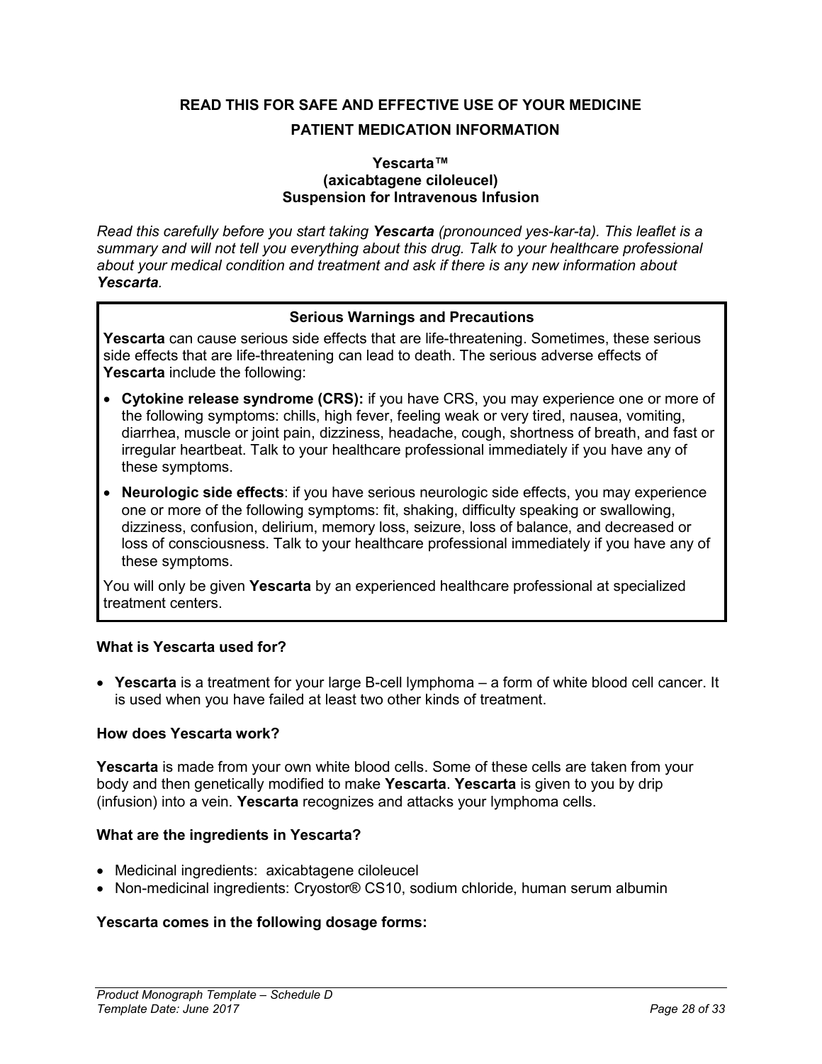**READ THIS FOR SAFE AND EFFECTIVE USE OF YOUR MEDICINE**

**PATIENT MEDICATION INFORMATION**

**Yescarta™**
**(axicabtagene ciloleucel)**
**Suspension for Intravenous Infusion**

*Read this carefully before you start taking **Yescarta** (pronounced yes-kar-ta). This leaflet is a summary and will not tell you everything about this drug. Talk to your healthcare professional about your medical condition and treatment and ask if there is any new information about **Yescarta**.*

**Serious Warnings and Precautions**

**Yescarta** can cause serious side effects that are life-threatening. Sometimes, these serious side effects that are life-threatening can lead to death. The serious adverse effects of **Yescarta** include the following:

- **Cytokine release syndrome (CRS):** if you have CRS, you may experience one or more of the following symptoms: chills, high fever, feeling weak or very tired, nausea, vomiting, diarrhea, muscle or joint pain, dizziness, headache, cough, shortness of breath, and fast or irregular heartbeat. Talk to your healthcare professional immediately if you have any of these symptoms.
- **Neurologic side effects**: if you have serious neurologic side effects, you may experience one or more of the following symptoms: fit, shaking, difficulty speaking or swallowing, dizziness, confusion, delirium, memory loss, seizure, loss of balance, and decreased or loss of consciousness. Talk to your healthcare professional immediately if you have any of these symptoms.

You will only be given **Yescarta** by an experienced healthcare professional at specialized treatment centers.

**What is Yescarta used for?**

- **Yescarta** is a treatment for your large B-cell lymphoma – a form of white blood cell cancer. It is used when you have failed at least two other kinds of treatment.

**How does Yescarta work?**

**Yescarta** is made from your own white blood cells. Some of these cells are taken from your body and then genetically modified to make **Yescarta**. **Yescarta** is given to you by drip (infusion) into a vein. **Yescarta** recognizes and attacks your lymphoma cells.

**What are the ingredients in Yescarta?**

- Medicinal ingredients: axicabtagene ciloleucel
- Non-medicinal ingredients: Cryostor® CS10, sodium chloride, human serum albumin

**Yescarta comes in the following dosage forms:**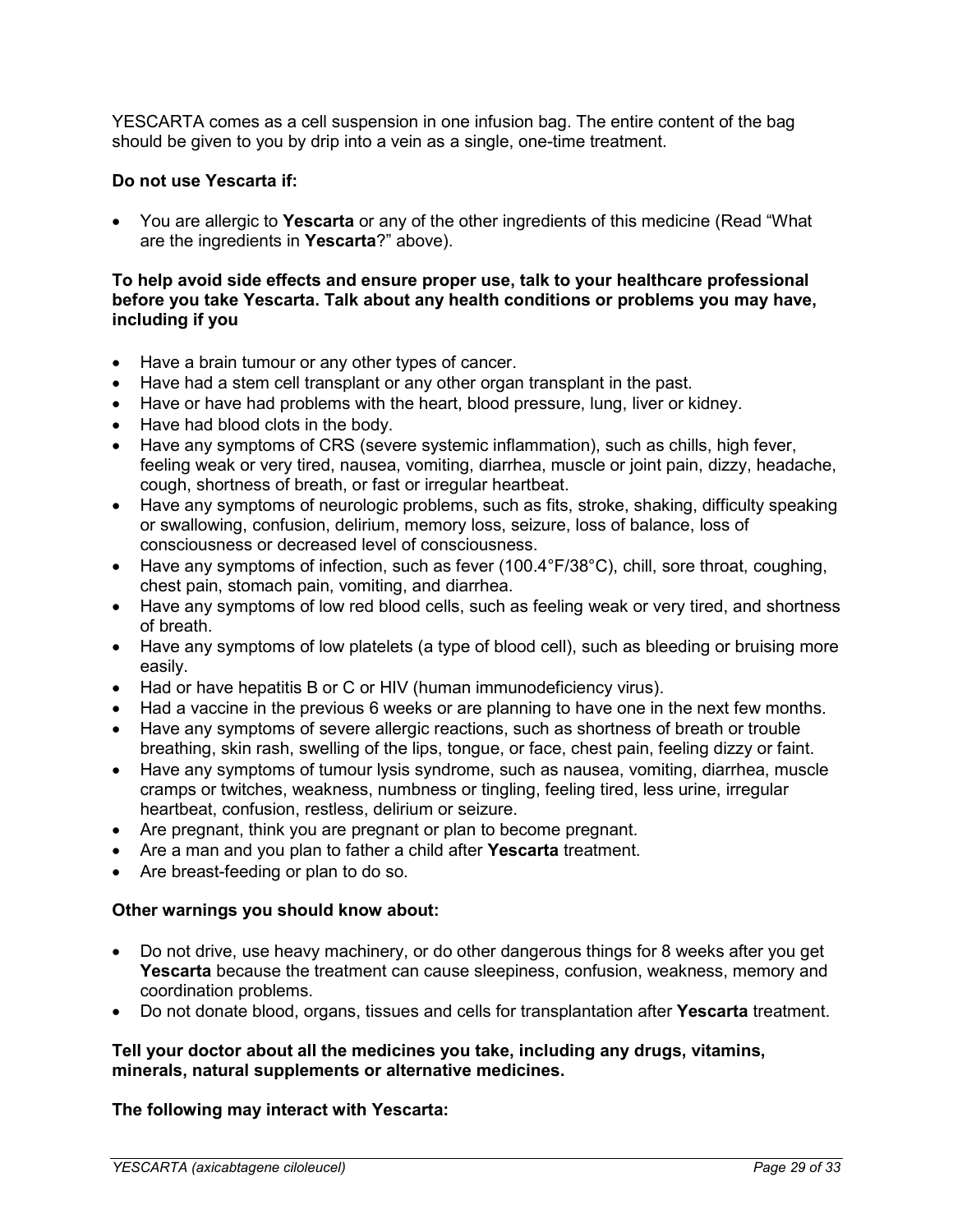YESCARTA comes as a cell suspension in one infusion bag. The entire content of the bag should be given to you by drip into a vein as a single, one-time treatment.

**Do not use Yescarta if:**

- You are allergic to **Yescarta** or any of the other ingredients of this medicine (Read "What are the ingredients in **Yescarta**?" above).

**To help avoid side effects and ensure proper use, talk to your healthcare professional before you take Yescarta. Talk about any health conditions or problems you may have, including if you**

- Have a brain tumour or any other types of cancer.
- Have had a stem cell transplant or any other organ transplant in the past.
- Have or have had problems with the heart, blood pressure, lung, liver or kidney.
- Have had blood clots in the body.
- Have any symptoms of CRS (severe systemic inflammation), such as chills, high fever, feeling weak or very tired, nausea, vomiting, diarrhea, muscle or joint pain, dizzy, headache, cough, shortness of breath, or fast or irregular heartbeat.
- Have any symptoms of neurologic problems, such as fits, stroke, shaking, difficulty speaking or swallowing, confusion, delirium, memory loss, seizure, loss of balance, loss of consciousness or decreased level of consciousness.
- Have any symptoms of infection, such as fever (100.4°F/38°C), chill, sore throat, coughing, chest pain, stomach pain, vomiting, and diarrhea.
- Have any symptoms of low red blood cells, such as feeling weak or very tired, and shortness of breath.
- Have any symptoms of low platelets (a type of blood cell), such as bleeding or bruising more easily.
- Had or have hepatitis B or C or HIV (human immunodeficiency virus).
- Had a vaccine in the previous 6 weeks or are planning to have one in the next few months.
- Have any symptoms of severe allergic reactions, such as shortness of breath or trouble breathing, skin rash, swelling of the lips, tongue, or face, chest pain, feeling dizzy or faint.
- Have any symptoms of tumour lysis syndrome, such as nausea, vomiting, diarrhea, muscle cramps or twitches, weakness, numbness or tingling, feeling tired, less urine, irregular heartbeat, confusion, restless, delirium or seizure.
- Are pregnant, think you are pregnant or plan to become pregnant.
- Are a man and you plan to father a child after **Yescarta** treatment.
- Are breast-feeding or plan to do so.

**Other warnings you should know about:**

- Do not drive, use heavy machinery, or do other dangerous things for 8 weeks after you get **Yescarta** because the treatment can cause sleepiness, confusion, weakness, memory and coordination problems.
- Do not donate blood, organs, tissues and cells for transplantation after **Yescarta** treatment.

**Tell your doctor about all the medicines you take, including any drugs, vitamins, minerals, natural supplements or alternative medicines.**

**The following may interact with Yescarta:**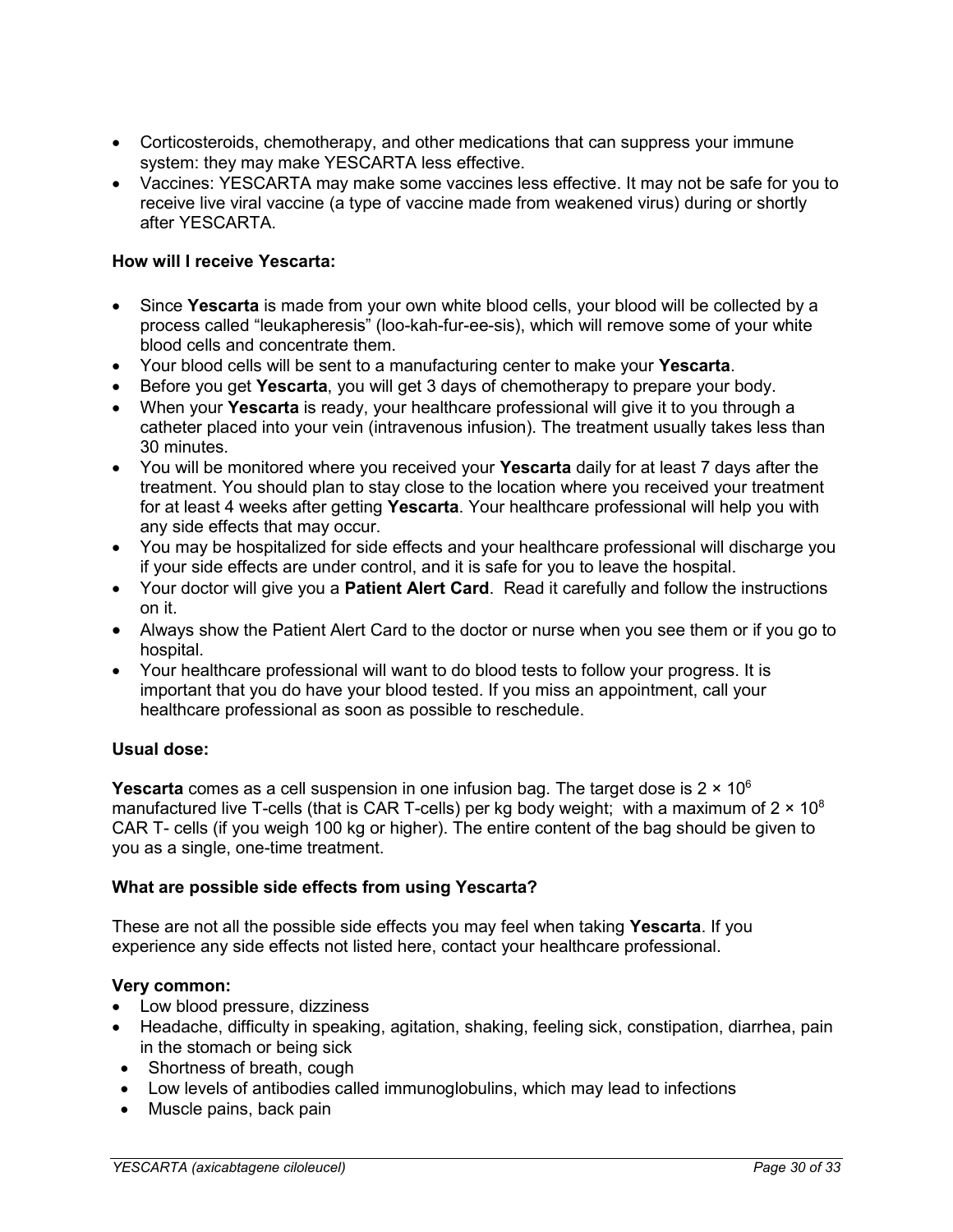- Corticosteroids, chemotherapy, and other medications that can suppress your immune system: they may make YESCARTA less effective.
- Vaccines: YESCARTA may make some vaccines less effective. It may not be safe for you to receive live viral vaccine (a type of vaccine made from weakened virus) during or shortly after YESCARTA.

**How will I receive Yescarta:**

- Since **Yescarta** is made from your own white blood cells, your blood will be collected by a process called "leukapheresis" (loo-kah-fur-ee-sis), which will remove some of your white blood cells and concentrate them.
- Your blood cells will be sent to a manufacturing center to make your **Yescarta**.
- Before you get **Yescarta**, you will get 3 days of chemotherapy to prepare your body.
- When your **Yescarta** is ready, your healthcare professional will give it to you through a catheter placed into your vein (intravenous infusion). The treatment usually takes less than 30 minutes.
- You will be monitored where you received your **Yescarta** daily for at least 7 days after the treatment. You should plan to stay close to the location where you received your treatment for at least 4 weeks after getting **Yescarta**. Your healthcare professional will help you with any side effects that may occur.
- You may be hospitalized for side effects and your healthcare professional will discharge you if your side effects are under control, and it is safe for you to leave the hospital.
- Your doctor will give you a **Patient Alert Card**. Read it carefully and follow the instructions on it.
- Always show the Patient Alert Card to the doctor or nurse when you see them or if you go to hospital.
- Your healthcare professional will want to do blood tests to follow your progress. It is important that you do have your blood tested. If you miss an appointment, call your healthcare professional as soon as possible to reschedule.

**Usual dose:**

**Yescarta** comes as a cell suspension in one infusion bag. The target dose is $2 \times 10^6$ manufactured live T-cells (that is CAR T-cells) per kg body weight; with a maximum of $2 \times 10^8$ CAR T- cells (if you weigh 100 kg or higher). The entire content of the bag should be given to you as a single, one-time treatment.

**What are possible side effects from using Yescarta?**

These are not all the possible side effects you may feel when taking **Yescarta**. If you experience any side effects not listed here, contact your healthcare professional.

**Very common:**

- Low blood pressure, dizziness
- Headache, difficulty in speaking, agitation, shaking, feeling sick, constipation, diarrhea, pain in the stomach or being sick
- Shortness of breath, cough
- Low levels of antibodies called immunoglobulins, which may lead to infections
- Muscle pains, back pain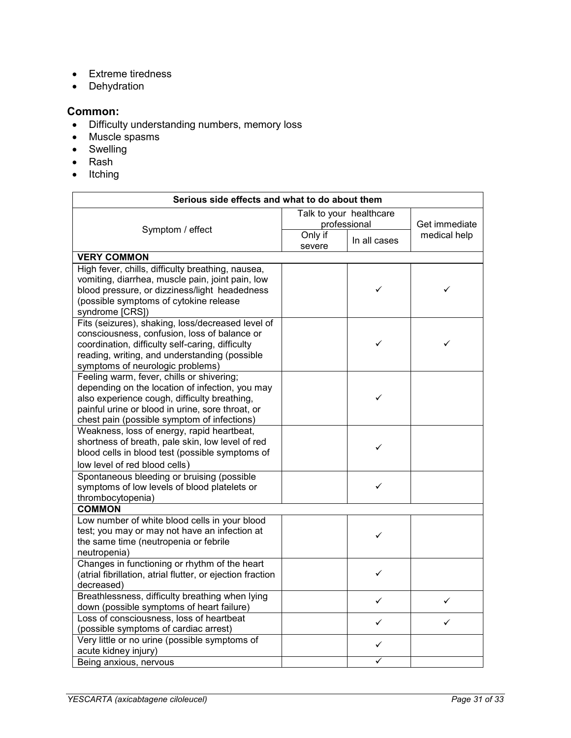- Extreme tiredness
- Dehydration

### Common:

- Difficulty understanding numbers, memory loss
- Muscle spasms
- Swelling
- Rash
- Itching

| Serious side effects and what to do about them | | | |
|---|---|---|---|
| Symptom / effect | Talk to your healthcare professional | | Get immediate medical help |
| | Only if severe | In all cases | |
| **VERY COMMON** | | | |
| High fever, chills, difficulty breathing, nausea, vomiting, diarrhea, muscle pain, joint pain, low blood pressure, or dizziness/light headedness (possible symptoms of cytokine release syndrome [CRS]) | | ✓ | ✓ |
| Fits (seizures), shaking, loss/decreased level of consciousness, confusion, loss of balance or coordination, difficulty self-caring, difficulty reading, writing, and understanding (possible symptoms of neurologic problems) | | ✓ | ✓ |
| Feeling warm, fever, chills or shivering; depending on the location of infection, you may also experience cough, difficulty breathing, painful urine or blood in urine, sore throat, or chest pain (possible symptom of infections) | | ✓ | |
| Weakness, loss of energy, rapid heartbeat, shortness of breath, pale skin, low level of red blood cells in blood test (possible symptoms of low level of red blood cells) | | ✓ | |
| Spontaneous bleeding or bruising (possible symptoms of low levels of blood platelets or thrombocytopenia) | | ✓ | |
| **COMMON** | | | |
| Low number of white blood cells in your blood test; you may or may not have an infection at the same time (neutropenia or febrile neutropenia) | | ✓ | |
| Changes in functioning or rhythm of the heart (atrial fibrillation, atrial flutter, or ejection fraction decreased) | | ✓ | |
| Breathlessness, difficulty breathing when lying down (possible symptoms of heart failure) | | ✓ | ✓ |
| Loss of consciousness, loss of heartbeat (possible symptoms of cardiac arrest) | | ✓ | ✓ |
| Very little or no urine (possible symptoms of acute kidney injury) | | ✓ | |
| Being anxious, nervous | | ✓ | |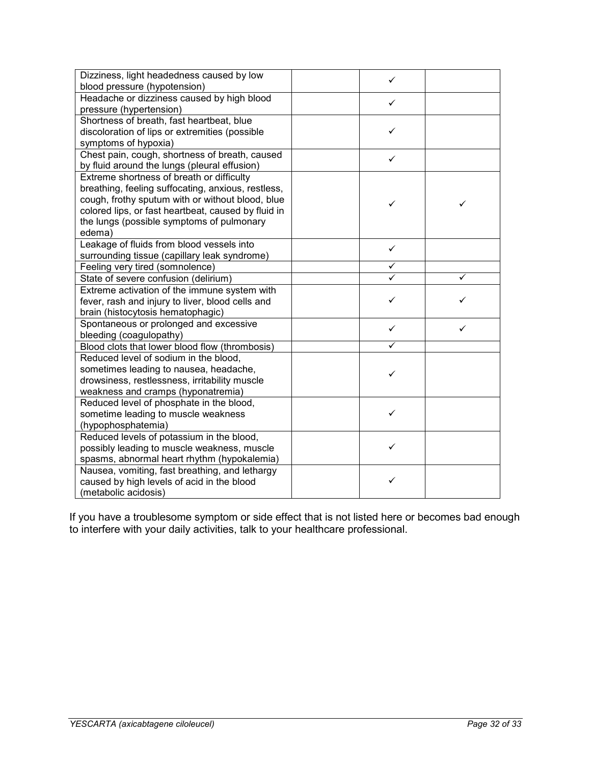| | | | |
|---|---|---|---|
| Dizziness, light headedness caused by low blood pressure (hypotension) | | ✓ | |
| Headache or dizziness caused by high blood pressure (hypertension) | | ✓ | |
| Shortness of breath, fast heartbeat, blue discoloration of lips or extremities (possible symptoms of hypoxia) | | ✓ | |
| Chest pain, cough, shortness of breath, caused by fluid around the lungs (pleural effusion) | | ✓ | |
| Extreme shortness of breath or difficulty breathing, feeling suffocating, anxious, restless, cough, frothy sputum with or without blood, blue colored lips, or fast heartbeat, caused by fluid in the lungs (possible symptoms of pulmonary edema) | | ✓ | ✓ |
| Leakage of fluids from blood vessels into surrounding tissue (capillary leak syndrome) | | ✓ | |
| Feeling very tired (somnolence) | | ✓ | |
| State of severe confusion (delirium) | | ✓ | ✓ |
| Extreme activation of the immune system with fever, rash and injury to liver, blood cells and brain (histocytosis hematophagic) | | ✓ | ✓ |
| Spontaneous or prolonged and excessive bleeding (coagulopathy) | | ✓ | ✓ |
| Blood clots that lower blood flow (thrombosis) | | ✓ | |
| Reduced level of sodium in the blood, sometimes leading to nausea, headache, drowsiness, restlessness, irritability muscle weakness and cramps (hyponatremia) | | ✓ | |
| Reduced level of phosphate in the blood, sometime leading to muscle weakness (hypophosphatemia) | | ✓ | |
| Reduced levels of potassium in the blood, possibly leading to muscle weakness, muscle spasms, abnormal heart rhythm (hypokalemia) | | ✓ | |
| Nausea, vomiting, fast breathing, and lethargy caused by high levels of acid in the blood (metabolic acidosis) | | ✓ | |

If you have a troublesome symptom or side effect that is not listed here or becomes bad enough to interfere with your daily activities, talk to your healthcare professional.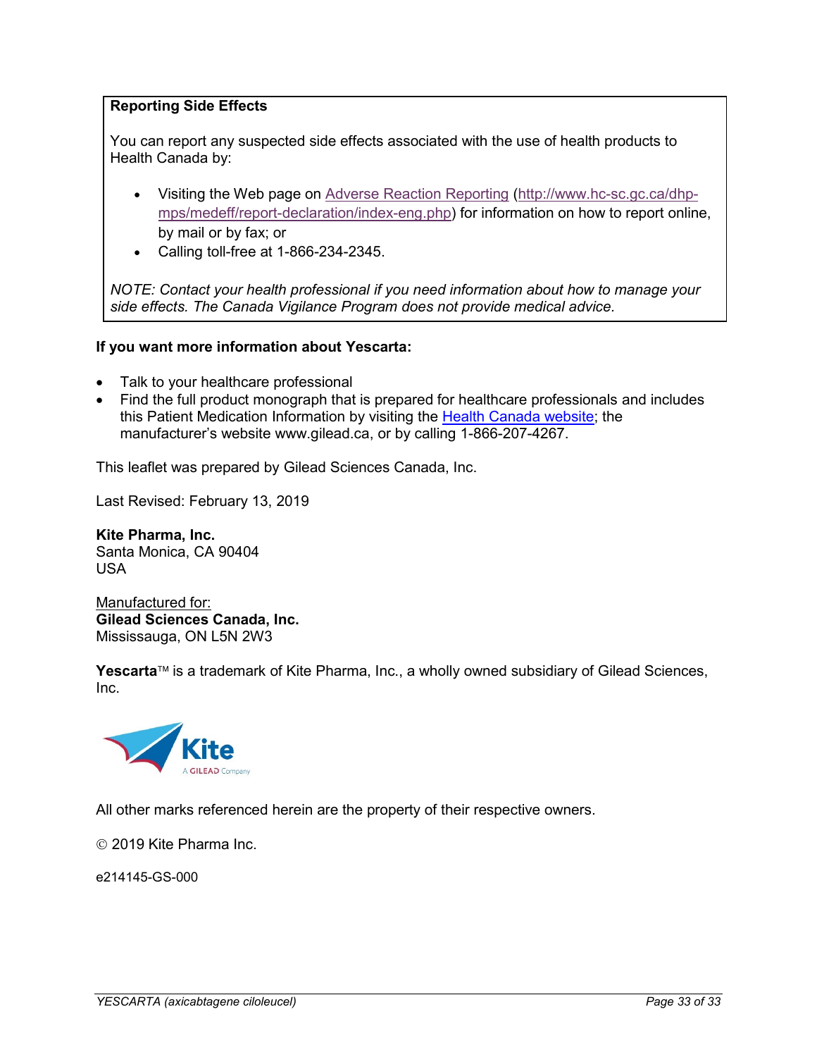**Reporting Side Effects**

You can report any suspected side effects associated with the use of health products to Health Canada by:

- Visiting the Web page on Adverse Reaction Reporting (http://www.hc-sc.gc.ca/dhp-mps/medeff/report-declaration/index-eng.php) for information on how to report online, by mail or by fax; or
- Calling toll-free at 1-866-234-2345.

*NOTE: Contact your health professional if you need information about how to manage your side effects. The Canada Vigilance Program does not provide medical advice.*

**If you want more information about Yescarta:**

- Talk to your healthcare professional
- Find the full product monograph that is prepared for healthcare professionals and includes this Patient Medication Information by visiting the Health Canada website; the manufacturer's website www.gilead.ca, or by calling 1-866-207-4267.

This leaflet was prepared by Gilead Sciences Canada, Inc.

Last Revised: February 13, 2019

**Kite Pharma, Inc.**
Santa Monica, CA 90404
USA

Manufactured for:
**Gilead Sciences Canada, Inc.**
Mississauga, ON L5N 2W3

**Yescarta**™ is a trademark of Kite Pharma, Inc., a wholly owned subsidiary of Gilead Sciences, Inc.

Kite
A GILEAD Company

All other marks referenced herein are the property of their respective owners.

© 2019 Kite Pharma Inc.

e214145-GS-000